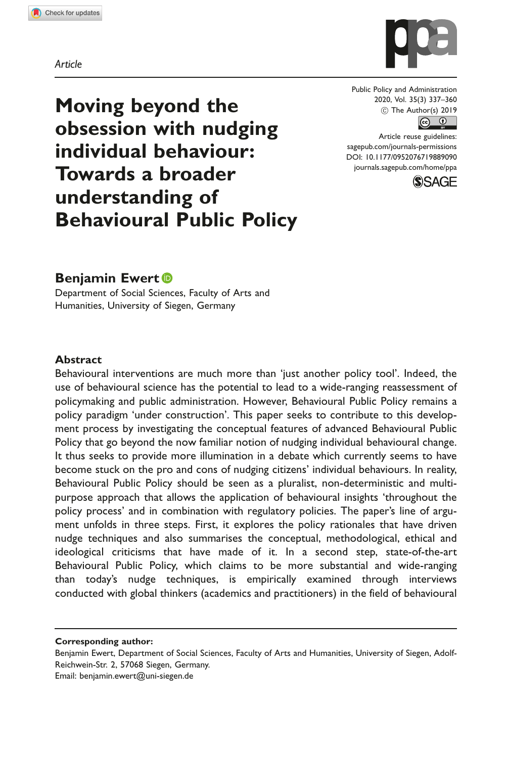Article

# Moving beyond the obsession with nudging individual behaviour: Towards a broader understanding of Behavioural Public Policy

Public Policy and Administration
2020, Vol. 35(3) 337–360
© The Author(s) 2019
Article reuse guidelines:
sagepub.com/journals-permissions
DOI: 10.1177/0952076719889090
journals.sagepub.com/home/ppa

**Benjamin Ewert**

Department of Social Sciences, Faculty of Arts and Humanities, University of Siegen, Germany

## Abstract

Behavioural interventions are much more than 'just another policy tool'. Indeed, the use of behavioural science has the potential to lead to a wide-ranging reassessment of policymaking and public administration. However, Behavioural Public Policy remains a policy paradigm 'under construction'. This paper seeks to contribute to this development process by investigating the conceptual features of advanced Behavioural Public Policy that go beyond the now familiar notion of nudging individual behavioural change. It thus seeks to provide more illumination in a debate which currently seems to have become stuck on the pro and cons of nudging citizens' individual behaviours. In reality, Behavioural Public Policy should be seen as a pluralist, non-deterministic and multi-purpose approach that allows the application of behavioural insights 'throughout the policy process' and in combination with regulatory policies. The paper's line of argument unfolds in three steps. First, it explores the policy rationales that have driven nudge techniques and also summarises the conceptual, methodological, ethical and ideological criticisms that have made of it. In a second step, state-of-the-art Behavioural Public Policy, which claims to be more substantial and wide-ranging than today's nudge techniques, is empirically examined through interviews conducted with global thinkers (academics and practitioners) in the field of behavioural

**Corresponding author:**
Benjamin Ewert, Department of Social Sciences, Faculty of Arts and Humanities, University of Siegen, Adolf-Reichwein-Str. 2, 57068 Siegen, Germany.
Email: benjamin.ewert@uni-siegen.de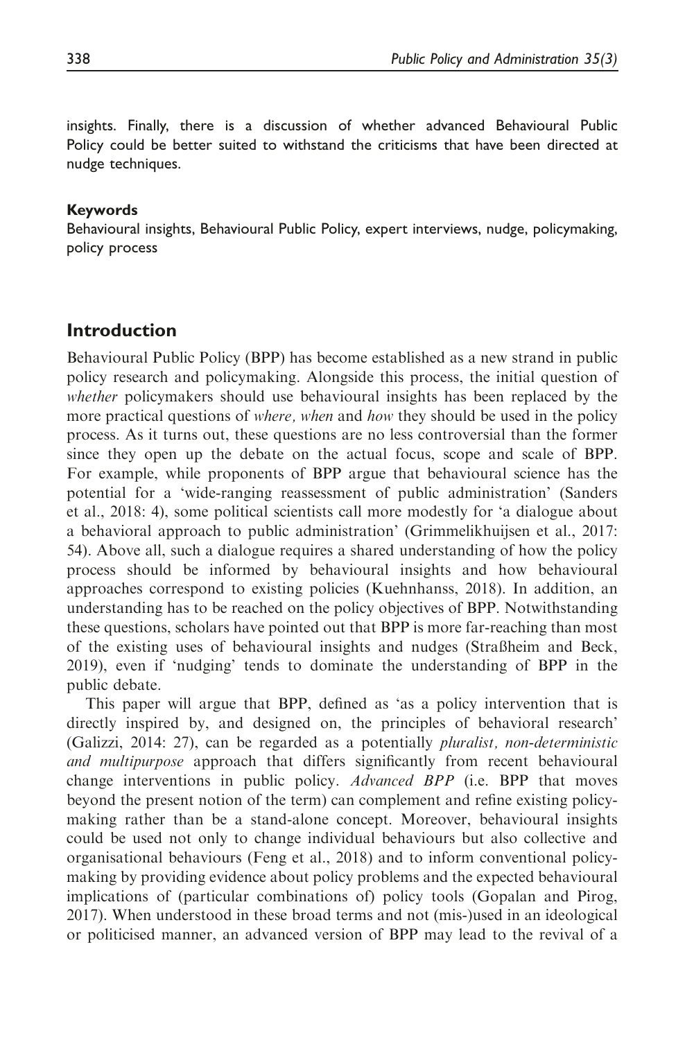insights. Finally, there is a discussion of whether advanced Behavioural Public Policy could be better suited to withstand the criticisms that have been directed at nudge techniques.

#### Keywords

Behavioural insights, Behavioural Public Policy, expert interviews, nudge, policymaking, policy process

## Introduction

Behavioural Public Policy (BPP) has become established as a new strand in public policy research and policymaking. Alongside this process, the initial question of *whether* policymakers should use behavioural insights has been replaced by the more practical questions of *where, when* and *how* they should be used in the policy process. As it turns out, these questions are no less controversial than the former since they open up the debate on the actual focus, scope and scale of BPP. For example, while proponents of BPP argue that behavioural science has the potential for a 'wide-ranging reassessment of public administration' (Sanders et al., 2018: 4), some political scientists call more modestly for 'a dialogue about a behavioral approach to public administration' (Grimmelikhuijsen et al., 2017: 54). Above all, such a dialogue requires a shared understanding of how the policy process should be informed by behavioural insights and how behavioural approaches correspond to existing policies (Kuehnhanss, 2018). In addition, an understanding has to be reached on the policy objectives of BPP. Notwithstanding these questions, scholars have pointed out that BPP is more far-reaching than most of the existing uses of behavioural insights and nudges (Straßheim and Beck, 2019), even if 'nudging' tends to dominate the understanding of BPP in the public debate.

This paper will argue that BPP, defined as 'as a policy intervention that is directly inspired by, and designed on, the principles of behavioral research' (Galizzi, 2014: 27), can be regarded as a potentially *pluralist, non-deterministic and multipurpose* approach that differs significantly from recent behavioural change interventions in public policy. *Advanced BPP* (i.e. BPP that moves beyond the present notion of the term) can complement and refine existing policymaking rather than be a stand-alone concept. Moreover, behavioural insights could be used not only to change individual behaviours but also collective and organisational behaviours (Feng et al., 2018) and to inform conventional policymaking by providing evidence about policy problems and the expected behavioural implications of (particular combinations of) policy tools (Gopalan and Pirog, 2017). When understood in these broad terms and not (mis-)used in an ideological or politicised manner, an advanced version of BPP may lead to the revival of a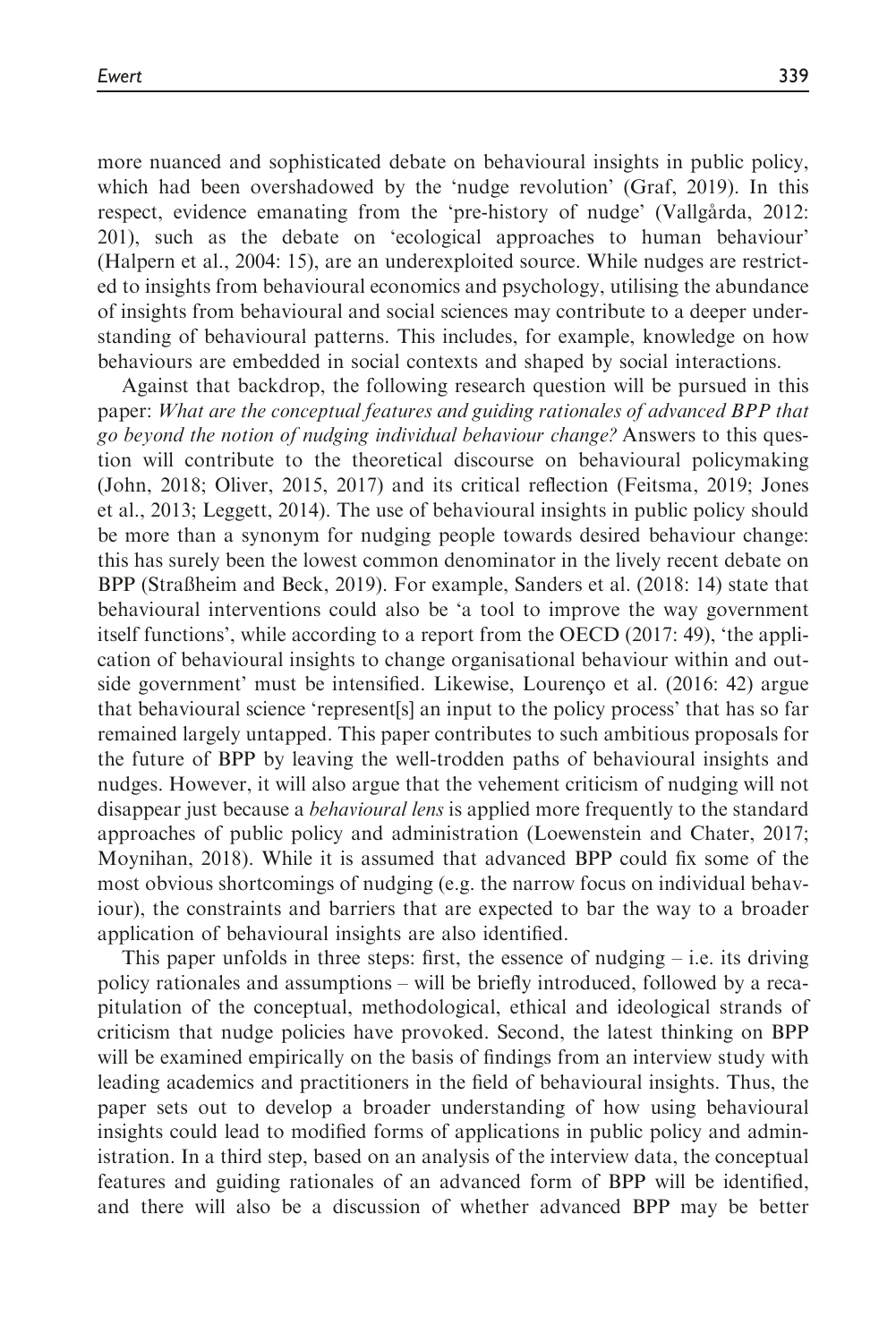more nuanced and sophisticated debate on behavioural insights in public policy, which had been overshadowed by the 'nudge revolution' (Graf, 2019). In this respect, evidence emanating from the 'pre-history of nudge' (Vallgårda, 2012: 201), such as the debate on 'ecological approaches to human behaviour' (Halpern et al., 2004: 15), are an underexploited source. While nudges are restricted to insights from behavioural economics and psychology, utilising the abundance of insights from behavioural and social sciences may contribute to a deeper understanding of behavioural patterns. This includes, for example, knowledge on how behaviours are embedded in social contexts and shaped by social interactions.

Against that backdrop, the following research question will be pursued in this paper: *What are the conceptual features and guiding rationales of advanced BPP that go beyond the notion of nudging individual behaviour change?* Answers to this question will contribute to the theoretical discourse on behavioural policymaking (John, 2018; Oliver, 2015, 2017) and its critical reflection (Feitsma, 2019; Jones et al., 2013; Leggett, 2014). The use of behavioural insights in public policy should be more than a synonym for nudging people towards desired behaviour change: this has surely been the lowest common denominator in the lively recent debate on BPP (Straßheim and Beck, 2019). For example, Sanders et al. (2018: 14) state that behavioural interventions could also be 'a tool to improve the way government itself functions', while according to a report from the OECD (2017: 49), 'the application of behavioural insights to change organisational behaviour within and outside government' must be intensified. Likewise, Lourenço et al. (2016: 42) argue that behavioural science 'represent[s] an input to the policy process' that has so far remained largely untapped. This paper contributes to such ambitious proposals for the future of BPP by leaving the well-trodden paths of behavioural insights and nudges. However, it will also argue that the vehement criticism of nudging will not disappear just because a *behavioural lens* is applied more frequently to the standard approaches of public policy and administration (Loewenstein and Chater, 2017; Moynihan, 2018). While it is assumed that advanced BPP could fix some of the most obvious shortcomings of nudging (e.g. the narrow focus on individual behaviour), the constraints and barriers that are expected to bar the way to a broader application of behavioural insights are also identified.

This paper unfolds in three steps: first, the essence of nudging – i.e. its driving policy rationales and assumptions – will be briefly introduced, followed by a recapitulation of the conceptual, methodological, ethical and ideological strands of criticism that nudge policies have provoked. Second, the latest thinking on BPP will be examined empirically on the basis of findings from an interview study with leading academics and practitioners in the field of behavioural insights. Thus, the paper sets out to develop a broader understanding of how using behavioural insights could lead to modified forms of applications in public policy and administration. In a third step, based on an analysis of the interview data, the conceptual features and guiding rationales of an advanced form of BPP will be identified, and there will also be a discussion of whether advanced BPP may be better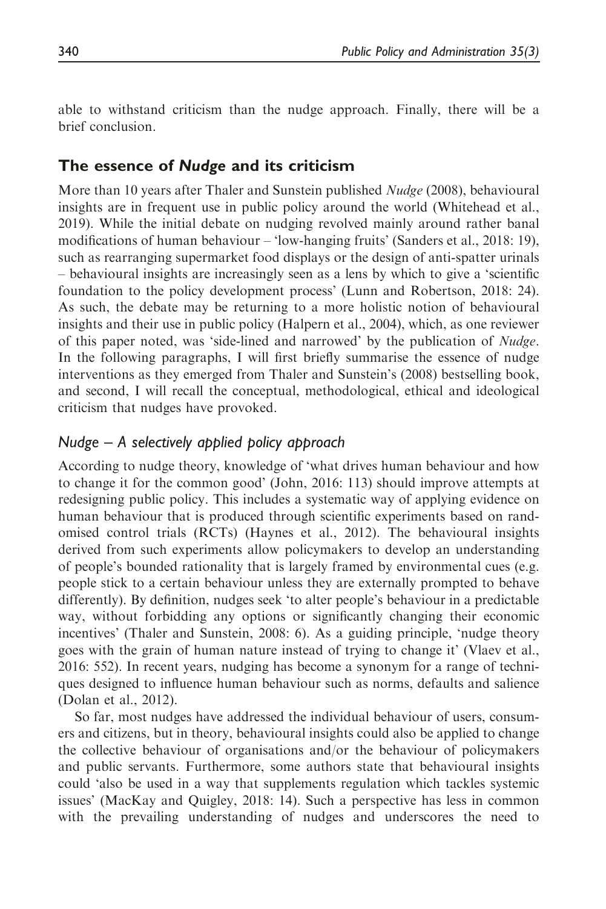able to withstand criticism than the nudge approach. Finally, there will be a brief conclusion.

## The essence of *Nudge* and its criticism

More than 10 years after Thaler and Sunstein published *Nudge* (2008), behavioural insights are in frequent use in public policy around the world (Whitehead et al., 2019). While the initial debate on nudging revolved mainly around rather banal modifications of human behaviour – 'low-hanging fruits' (Sanders et al., 2018: 19), such as rearranging supermarket food displays or the design of anti-spatter urinals – behavioural insights are increasingly seen as a lens by which to give a 'scientific foundation to the policy development process' (Lunn and Robertson, 2018: 24). As such, the debate may be returning to a more holistic notion of behavioural insights and their use in public policy (Halpern et al., 2004), which, as one reviewer of this paper noted, was 'side-lined and narrowed' by the publication of *Nudge*. In the following paragraphs, I will first briefly summarise the essence of nudge interventions as they emerged from Thaler and Sunstein's (2008) bestselling book, and second, I will recall the conceptual, methodological, ethical and ideological criticism that nudges have provoked.

### *Nudge – A selectively applied policy approach*

According to nudge theory, knowledge of 'what drives human behaviour and how to change it for the common good' (John, 2016: 113) should improve attempts at redesigning public policy. This includes a systematic way of applying evidence on human behaviour that is produced through scientific experiments based on randomised control trials (RCTs) (Haynes et al., 2012). The behavioural insights derived from such experiments allow policymakers to develop an understanding of people's bounded rationality that is largely framed by environmental cues (e.g. people stick to a certain behaviour unless they are externally prompted to behave differently). By definition, nudges seek 'to alter people's behaviour in a predictable way, without forbidding any options or significantly changing their economic incentives' (Thaler and Sunstein, 2008: 6). As a guiding principle, 'nudge theory goes with the grain of human nature instead of trying to change it' (Vlaev et al., 2016: 552). In recent years, nudging has become a synonym for a range of techniques designed to influence human behaviour such as norms, defaults and salience (Dolan et al., 2012).

So far, most nudges have addressed the individual behaviour of users, consumers and citizens, but in theory, behavioural insights could also be applied to change the collective behaviour of organisations and/or the behaviour of policymakers and public servants. Furthermore, some authors state that behavioural insights could 'also be used in a way that supplements regulation which tackles systemic issues' (MacKay and Quigley, 2018: 14). Such a perspective has less in common with the prevailing understanding of nudges and underscores the need to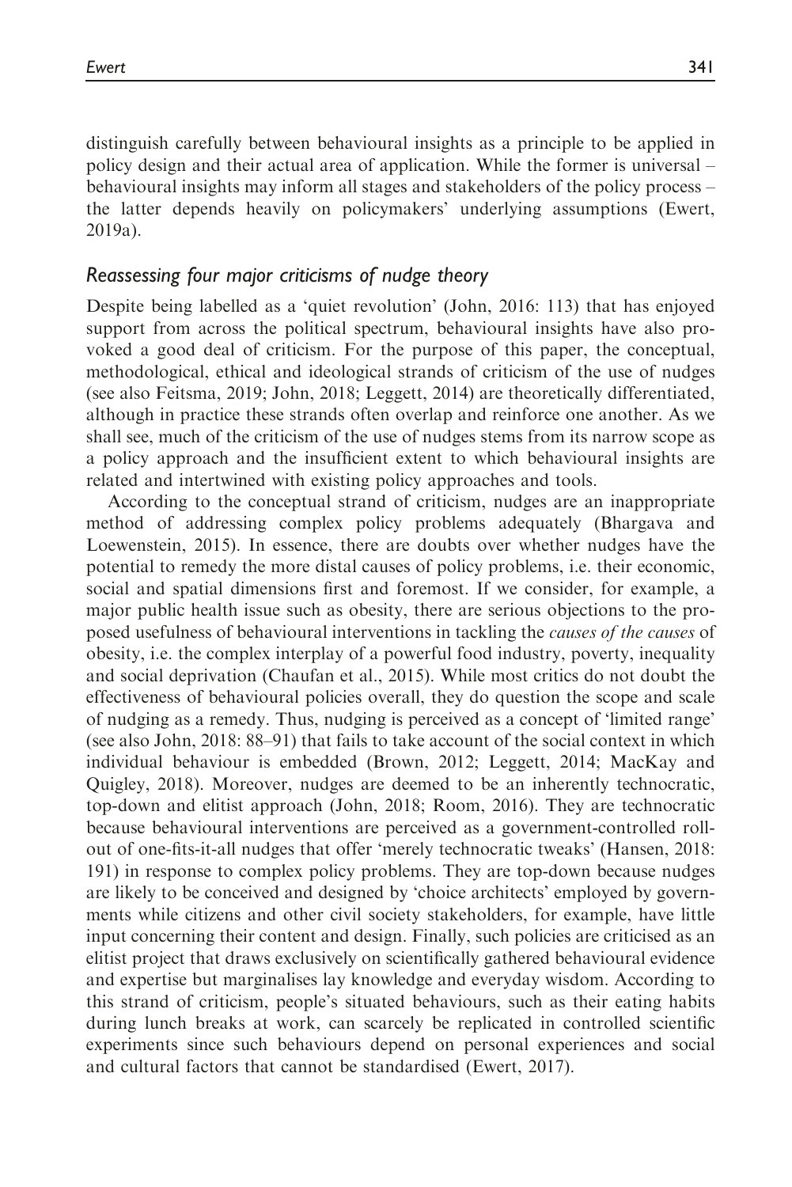distinguish carefully between behavioural insights as a principle to be applied in policy design and their actual area of application. While the former is universal – behavioural insights may inform all stages and stakeholders of the policy process – the latter depends heavily on policymakers' underlying assumptions (Ewert, 2019a).

### *Reassessing four major criticisms of nudge theory*

Despite being labelled as a 'quiet revolution' (John, 2016: 113) that has enjoyed support from across the political spectrum, behavioural insights have also provoked a good deal of criticism. For the purpose of this paper, the conceptual, methodological, ethical and ideological strands of criticism of the use of nudges (see also Feitsma, 2019; John, 2018; Leggett, 2014) are theoretically differentiated, although in practice these strands often overlap and reinforce one another. As we shall see, much of the criticism of the use of nudges stems from its narrow scope as a policy approach and the insufficient extent to which behavioural insights are related and intertwined with existing policy approaches and tools.

According to the conceptual strand of criticism, nudges are an inappropriate method of addressing complex policy problems adequately (Bhargava and Loewenstein, 2015). In essence, there are doubts over whether nudges have the potential to remedy the more distal causes of policy problems, i.e. their economic, social and spatial dimensions first and foremost. If we consider, for example, a major public health issue such as obesity, there are serious objections to the proposed usefulness of behavioural interventions in tackling the *causes of the causes* of obesity, i.e. the complex interplay of a powerful food industry, poverty, inequality and social deprivation (Chaufan et al., 2015). While most critics do not doubt the effectiveness of behavioural policies overall, they do question the scope and scale of nudging as a remedy. Thus, nudging is perceived as a concept of 'limited range' (see also John, 2018: 88–91) that fails to take account of the social context in which individual behaviour is embedded (Brown, 2012; Leggett, 2014; MacKay and Quigley, 2018). Moreover, nudges are deemed to be an inherently technocratic, top-down and elitist approach (John, 2018; Room, 2016). They are technocratic because behavioural interventions are perceived as a government-controlled roll-out of one-fits-it-all nudges that offer 'merely technocratic tweaks' (Hansen, 2018: 191) in response to complex policy problems. They are top-down because nudges are likely to be conceived and designed by 'choice architects' employed by governments while citizens and other civil society stakeholders, for example, have little input concerning their content and design. Finally, such policies are criticised as an elitist project that draws exclusively on scientifically gathered behavioural evidence and expertise but marginalises lay knowledge and everyday wisdom. According to this strand of criticism, people's situated behaviours, such as their eating habits during lunch breaks at work, can scarcely be replicated in controlled scientific experiments since such behaviours depend on personal experiences and social and cultural factors that cannot be standardised (Ewert, 2017).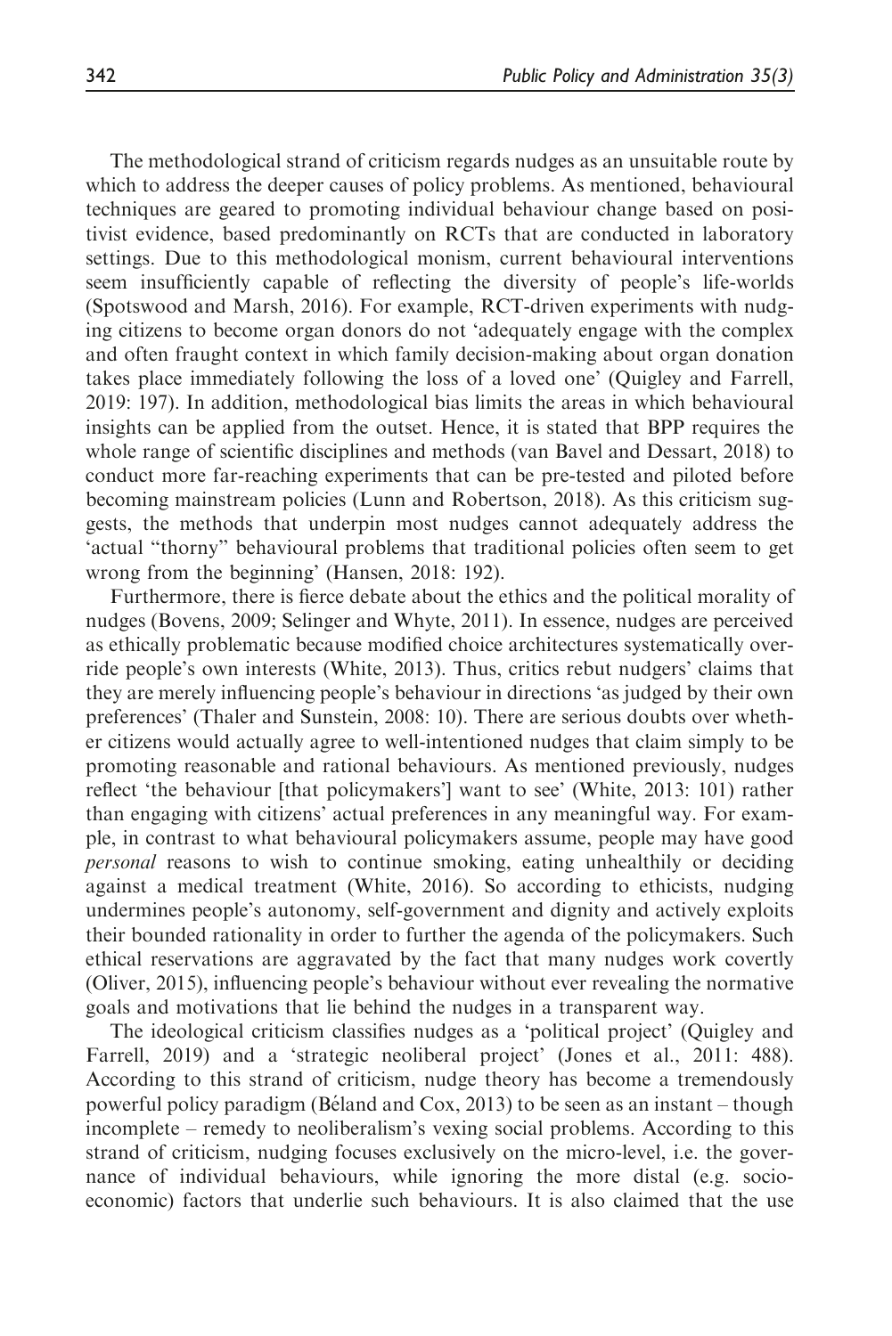The methodological strand of criticism regards nudges as an unsuitable route by which to address the deeper causes of policy problems. As mentioned, behavioural techniques are geared to promoting individual behaviour change based on positivist evidence, based predominantly on RCTs that are conducted in laboratory settings. Due to this methodological monism, current behavioural interventions seem insufficiently capable of reflecting the diversity of people's life-worlds (Spotswood and Marsh, 2016). For example, RCT-driven experiments with nudging citizens to become organ donors do not 'adequately engage with the complex and often fraught context in which family decision-making about organ donation takes place immediately following the loss of a loved one' (Quigley and Farrell, 2019: 197). In addition, methodological bias limits the areas in which behavioural insights can be applied from the outset. Hence, it is stated that BPP requires the whole range of scientific disciplines and methods (van Bavel and Dessart, 2018) to conduct more far-reaching experiments that can be pre-tested and piloted before becoming mainstream policies (Lunn and Robertson, 2018). As this criticism suggests, the methods that underpin most nudges cannot adequately address the 'actual "thorny" behavioural problems that traditional policies often seem to get wrong from the beginning' (Hansen, 2018: 192).

Furthermore, there is fierce debate about the ethics and the political morality of nudges (Bovens, 2009; Selinger and Whyte, 2011). In essence, nudges are perceived as ethically problematic because modified choice architectures systematically override people's own interests (White, 2013). Thus, critics rebut nudgers' claims that they are merely influencing people's behaviour in directions 'as judged by their own preferences' (Thaler and Sunstein, 2008: 10). There are serious doubts over whether citizens would actually agree to well-intentioned nudges that claim simply to be promoting reasonable and rational behaviours. As mentioned previously, nudges reflect 'the behaviour [that policymakers'] want to see' (White, 2013: 101) rather than engaging with citizens' actual preferences in any meaningful way. For example, in contrast to what behavioural policymakers assume, people may have good *personal* reasons to wish to continue smoking, eating unhealthily or deciding against a medical treatment (White, 2016). So according to ethicists, nudging undermines people's autonomy, self-government and dignity and actively exploits their bounded rationality in order to further the agenda of the policymakers. Such ethical reservations are aggravated by the fact that many nudges work covertly (Oliver, 2015), influencing people's behaviour without ever revealing the normative goals and motivations that lie behind the nudges in a transparent way.

The ideological criticism classifies nudges as a 'political project' (Quigley and Farrell, 2019) and a 'strategic neoliberal project' (Jones et al., 2011: 488). According to this strand of criticism, nudge theory has become a tremendously powerful policy paradigm (Béland and Cox, 2013) to be seen as an instant – though incomplete – remedy to neoliberalism's vexing social problems. According to this strand of criticism, nudging focuses exclusively on the micro-level, i.e. the governance of individual behaviours, while ignoring the more distal (e.g. socio-economic) factors that underlie such behaviours. It is also claimed that the use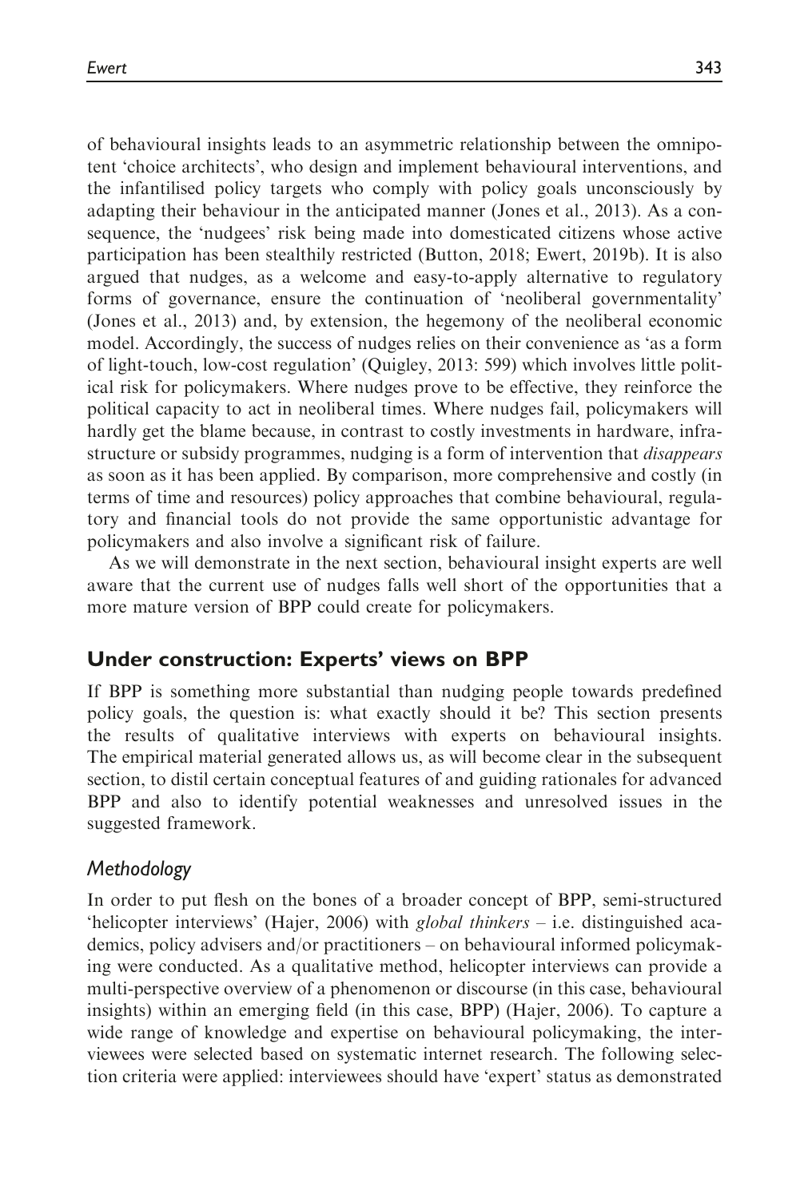of behavioural insights leads to an asymmetric relationship between the omnipotent 'choice architects', who design and implement behavioural interventions, and the infantilised policy targets who comply with policy goals unconsciously by adapting their behaviour in the anticipated manner (Jones et al., 2013). As a consequence, the 'nudgees' risk being made into domesticated citizens whose active participation has been stealthily restricted (Button, 2018; Ewert, 2019b). It is also argued that nudges, as a welcome and easy-to-apply alternative to regulatory forms of governance, ensure the continuation of 'neoliberal governmentality' (Jones et al., 2013) and, by extension, the hegemony of the neoliberal economic model. Accordingly, the success of nudges relies on their convenience as 'as a form of light-touch, low-cost regulation' (Quigley, 2013: 599) which involves little political risk for policymakers. Where nudges prove to be effective, they reinforce the political capacity to act in neoliberal times. Where nudges fail, policymakers will hardly get the blame because, in contrast to costly investments in hardware, infrastructure or subsidy programmes, nudging is a form of intervention that *disappears* as soon as it has been applied. By comparison, more comprehensive and costly (in terms of time and resources) policy approaches that combine behavioural, regulatory and financial tools do not provide the same opportunistic advantage for policymakers and also involve a significant risk of failure.

As we will demonstrate in the next section, behavioural insight experts are well aware that the current use of nudges falls well short of the opportunities that a more mature version of BPP could create for policymakers.

## Under construction: Experts' views on BPP

If BPP is something more substantial than nudging people towards predefined policy goals, the question is: what exactly should it be? This section presents the results of qualitative interviews with experts on behavioural insights. The empirical material generated allows us, as will become clear in the subsequent section, to distil certain conceptual features of and guiding rationales for advanced BPP and also to identify potential weaknesses and unresolved issues in the suggested framework.

### *Methodology*

In order to put flesh on the bones of a broader concept of BPP, semi-structured 'helicopter interviews' (Hajer, 2006) with *global thinkers* – i.e. distinguished academics, policy advisers and/or practitioners – on behavioural informed policymaking were conducted. As a qualitative method, helicopter interviews can provide a multi-perspective overview of a phenomenon or discourse (in this case, behavioural insights) within an emerging field (in this case, BPP) (Hajer, 2006). To capture a wide range of knowledge and expertise on behavioural policymaking, the interviewees were selected based on systematic internet research. The following selection criteria were applied: interviewees should have 'expert' status as demonstrated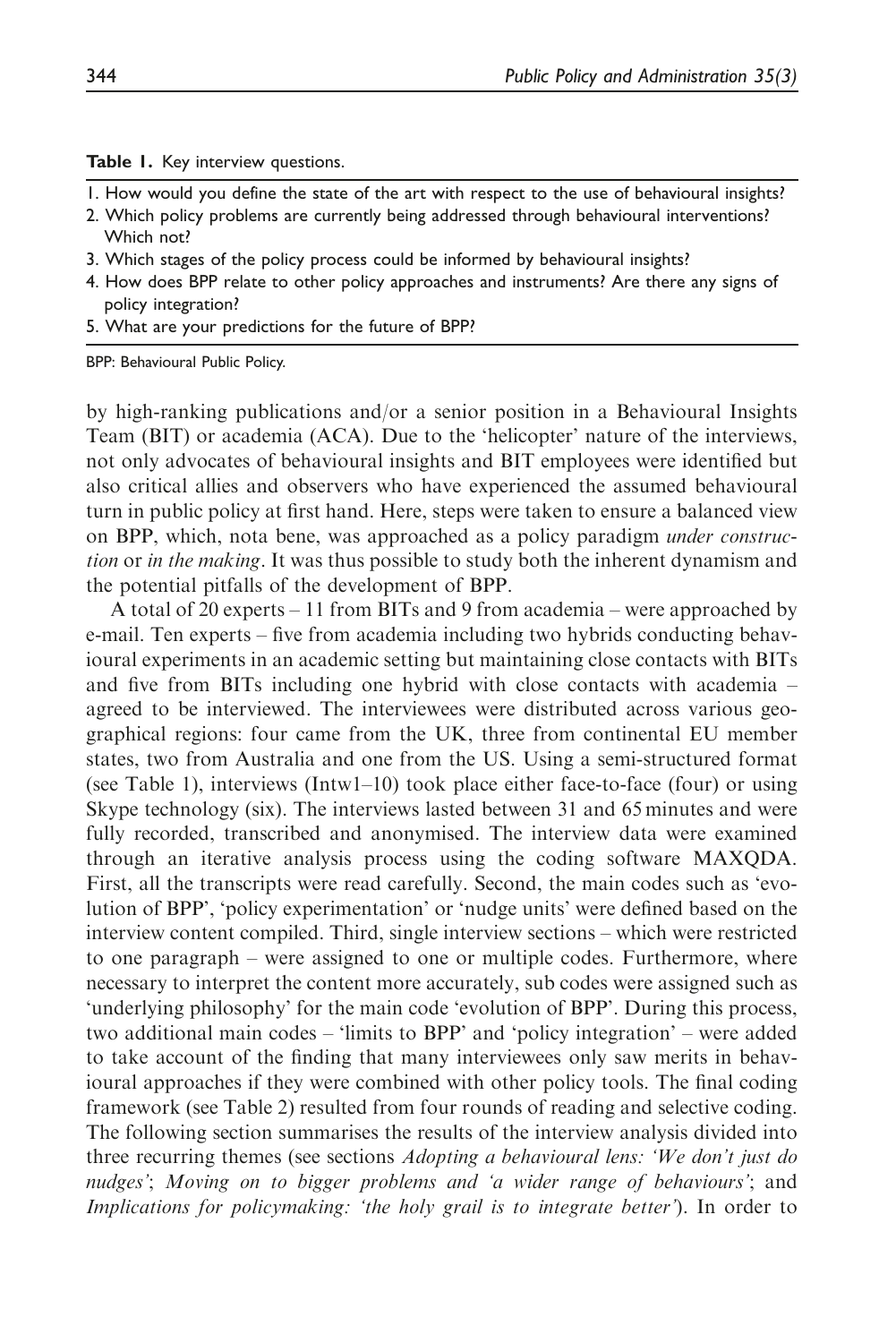**Table 1.** Key interview questions.

| |
|---|
| 1. How would you define the state of the art with respect to the use of behavioural insights? |
| 2. Which policy problems are currently being addressed through behavioural interventions? Which not? |
| 3. Which stages of the policy process could be informed by behavioural insights? |
| 4. How does BPP relate to other policy approaches and instruments? Are there any signs of policy integration? |
| 5. What are your predictions for the future of BPP? |

BPP: Behavioural Public Policy.

by high-ranking publications and/or a senior position in a Behavioural Insights Team (BIT) or academia (ACA). Due to the 'helicopter' nature of the interviews, not only advocates of behavioural insights and BIT employees were identified but also critical allies and observers who have experienced the assumed behavioural turn in public policy at first hand. Here, steps were taken to ensure a balanced view on BPP, which, nota bene, was approached as a policy paradigm *under construction* or *in the making*. It was thus possible to study both the inherent dynamism and the potential pitfalls of the development of BPP.

A total of 20 experts – 11 from BITs and 9 from academia – were approached by e-mail. Ten experts – five from academia including two hybrids conducting behavioural experiments in an academic setting but maintaining close contacts with BITs and five from BITs including one hybrid with close contacts with academia – agreed to be interviewed. The interviewees were distributed across various geographical regions: four came from the UK, three from continental EU member states, two from Australia and one from the US. Using a semi-structured format (see Table 1), interviews (Intw1–10) took place either face-to-face (four) or using Skype technology (six). The interviews lasted between 31 and 65 minutes and were fully recorded, transcribed and anonymised. The interview data were examined through an iterative analysis process using the coding software MAXQDA. First, all the transcripts were read carefully. Second, the main codes such as 'evolution of BPP', 'policy experimentation' or 'nudge units' were defined based on the interview content compiled. Third, single interview sections – which were restricted to one paragraph – were assigned to one or multiple codes. Furthermore, where necessary to interpret the content more accurately, sub codes were assigned such as 'underlying philosophy' for the main code 'evolution of BPP'. During this process, two additional main codes – 'limits to BPP' and 'policy integration' – were added to take account of the finding that many interviewees only saw merits in behavioural approaches if they were combined with other policy tools. The final coding framework (see Table 2) resulted from four rounds of reading and selective coding. The following section summarises the results of the interview analysis divided into three recurring themes (see sections *Adopting a behavioural lens: 'We don't just do nudges'*; *Moving on to bigger problems and 'a wider range of behaviours'*; and *Implications for policymaking: 'the holy grail is to integrate better'*). In order to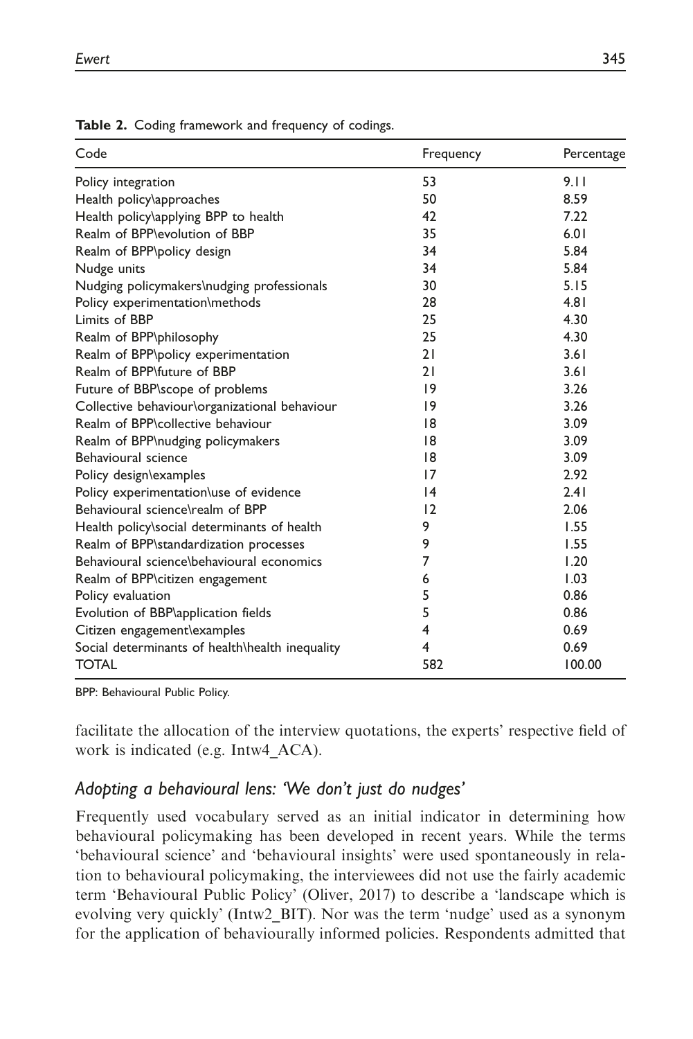**Table 2.** Coding framework and frequency of codings.

| Code | Frequency | Percentage |
|---|---|---|
| Policy integration | 53 | 9.11 |
| Health policy\approaches | 50 | 8.59 |
| Health policy\applying BPP to health | 42 | 7.22 |
| Realm of BPP\evolution of BBP | 35 | 6.01 |
| Realm of BPP\policy design | 34 | 5.84 |
| Nudge units | 34 | 5.84 |
| Nudging policymakers\nudging professionals | 30 | 5.15 |
| Policy experimentation\methods | 28 | 4.81 |
| Limits of BBP | 25 | 4.30 |
| Realm of BPP\philosophy | 25 | 4.30 |
| Realm of BPP\policy experimentation | 21 | 3.61 |
| Realm of BPP\future of BBP | 21 | 3.61 |
| Future of BBP\scope of problems | 19 | 3.26 |
| Collective behaviour\organizational behaviour | 19 | 3.26 |
| Realm of BPP\collective behaviour | 18 | 3.09 |
| Realm of BPP\nudging policymakers | 18 | 3.09 |
| Behavioural science | 18 | 3.09 |
| Policy design\examples | 17 | 2.92 |
| Policy experimentation\use of evidence | 14 | 2.41 |
| Behavioural science\realm of BPP | 12 | 2.06 |
| Health policy\social determinants of health | 9 | 1.55 |
| Realm of BPP\standardization processes | 9 | 1.55 |
| Behavioural science\behavioural economics | 7 | 1.20 |
| Realm of BPP\citizen engagement | 6 | 1.03 |
| Policy evaluation | 5 | 0.86 |
| Evolution of BBP\application fields | 5 | 0.86 |
| Citizen engagement\examples | 4 | 0.69 |
| Social determinants of health\health inequality | 4 | 0.69 |
| TOTAL | 582 | 100.00 |

BPP: Behavioural Public Policy.

facilitate the allocation of the interview quotations, the experts' respective field of work is indicated (e.g. Intw4_ACA).

### *Adopting a behavioural lens: 'We don't just do nudges'*

Frequently used vocabulary served as an initial indicator in determining how behavioural policymaking has been developed in recent years. While the terms 'behavioural science' and 'behavioural insights' were used spontaneously in relation to behavioural policymaking, the interviewees did not use the fairly academic term 'Behavioural Public Policy' (Oliver, 2017) to describe a 'landscape which is evolving very quickly' (Intw2_BIT). Nor was the term 'nudge' used as a synonym for the application of behaviourally informed policies. Respondents admitted that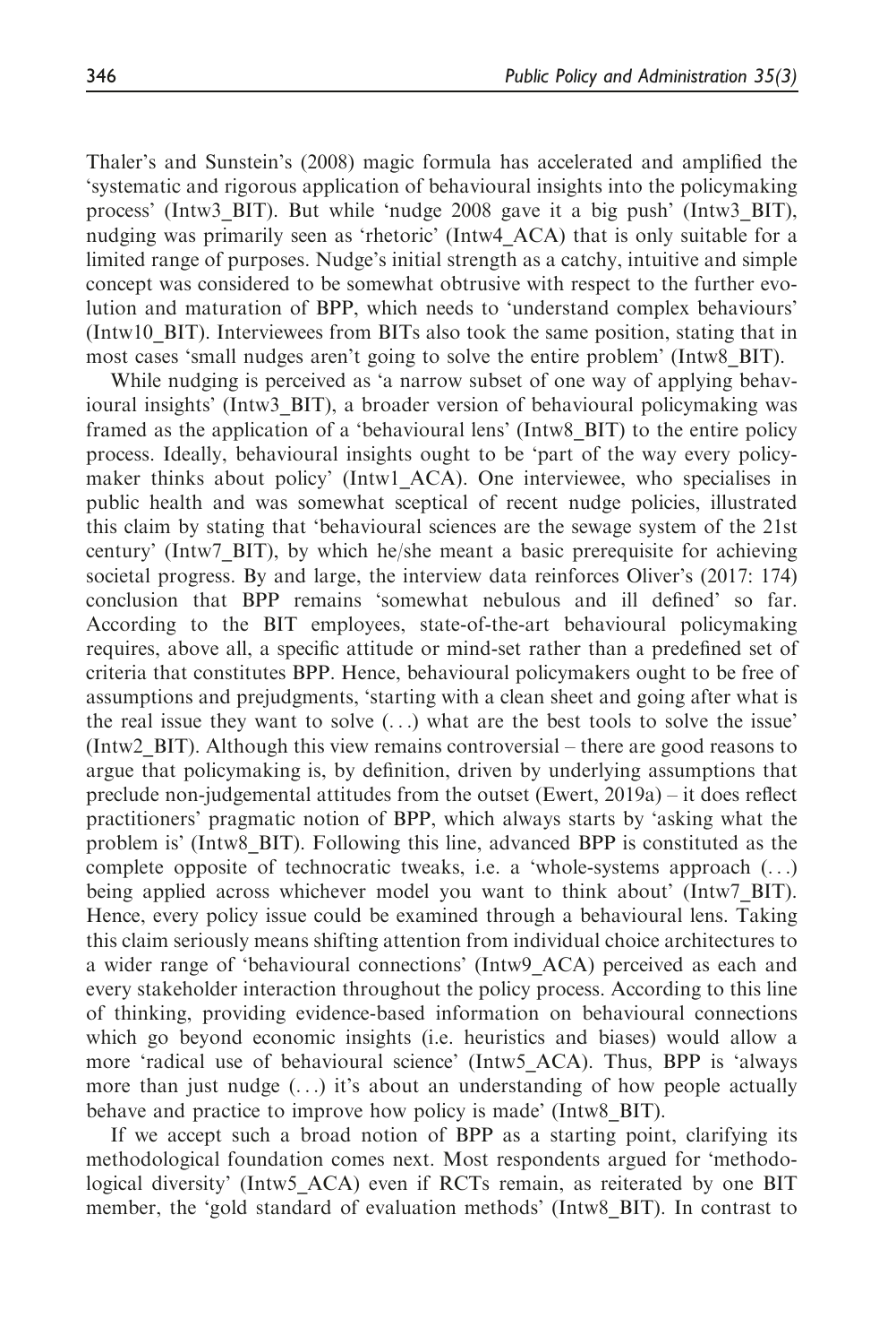Thaler's and Sunstein's (2008) magic formula has accelerated and amplified the 'systematic and rigorous application of behavioural insights into the policymaking process' (Intw3_BIT). But while 'nudge 2008 gave it a big push' (Intw3_BIT), nudging was primarily seen as 'rhetoric' (Intw4_ACA) that is only suitable for a limited range of purposes. Nudge's initial strength as a catchy, intuitive and simple concept was considered to be somewhat obtrusive with respect to the further evolution and maturation of BPP, which needs to 'understand complex behaviours' (Intw10_BIT). Interviewees from BITs also took the same position, stating that in most cases 'small nudges aren't going to solve the entire problem' (Intw8_BIT).

While nudging is perceived as 'a narrow subset of one way of applying behavioural insights' (Intw3_BIT), a broader version of behavioural policymaking was framed as the application of a 'behavioural lens' (Intw8_BIT) to the entire policy process. Ideally, behavioural insights ought to be 'part of the way every policymaker thinks about policy' (Intw1_ACA). One interviewee, who specialises in public health and was somewhat sceptical of recent nudge policies, illustrated this claim by stating that 'behavioural sciences are the sewage system of the 21st century' (Intw7_BIT), by which he/she meant a basic prerequisite for achieving societal progress. By and large, the interview data reinforces Oliver's (2017: 174) conclusion that BPP remains 'somewhat nebulous and ill defined' so far. According to the BIT employees, state-of-the-art behavioural policymaking requires, above all, a specific attitude or mind-set rather than a predefined set of criteria that constitutes BPP. Hence, behavioural policymakers ought to be free of assumptions and prejudgments, 'starting with a clean sheet and going after what is the real issue they want to solve (...) what are the best tools to solve the issue' (Intw2_BIT). Although this view remains controversial – there are good reasons to argue that policymaking is, by definition, driven by underlying assumptions that preclude non-judgemental attitudes from the outset (Ewert, 2019a) – it does reflect practitioners' pragmatic notion of BPP, which always starts by 'asking what the problem is' (Intw8_BIT). Following this line, advanced BPP is constituted as the complete opposite of technocratic tweaks, i.e. a 'whole-systems approach (...) being applied across whichever model you want to think about' (Intw7_BIT). Hence, every policy issue could be examined through a behavioural lens. Taking this claim seriously means shifting attention from individual choice architectures to a wider range of 'behavioural connections' (Intw9_ACA) perceived as each and every stakeholder interaction throughout the policy process. According to this line of thinking, providing evidence-based information on behavioural connections which go beyond economic insights (i.e. heuristics and biases) would allow a more 'radical use of behavioural science' (Intw5_ACA). Thus, BPP is 'always more than just nudge (...) it's about an understanding of how people actually behave and practice to improve how policy is made' (Intw8_BIT).

If we accept such a broad notion of BPP as a starting point, clarifying its methodological foundation comes next. Most respondents argued for 'methodological diversity' (Intw5_ACA) even if RCTs remain, as reiterated by one BIT member, the 'gold standard of evaluation methods' (Intw8_BIT). In contrast to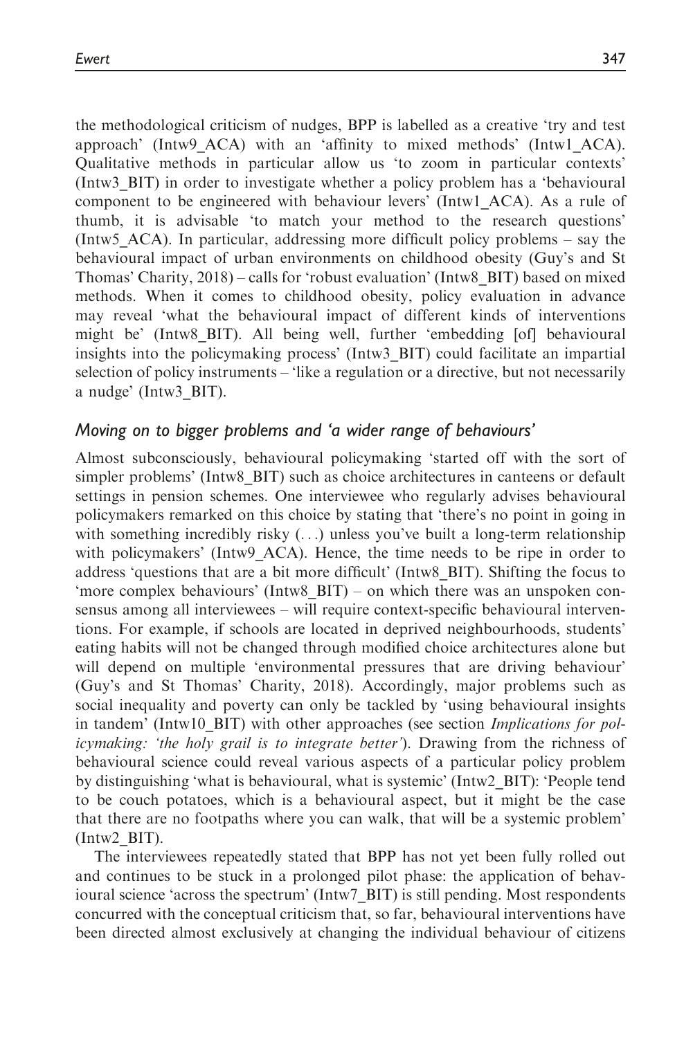the methodological criticism of nudges, BPP is labelled as a creative 'try and test approach' (Intw9_ACA) with an 'affinity to mixed methods' (Intw1_ACA). Qualitative methods in particular allow us 'to zoom in particular contexts' (Intw3_BIT) in order to investigate whether a policy problem has a 'behavioural component to be engineered with behaviour levers' (Intw1_ACA). As a rule of thumb, it is advisable 'to match your method to the research questions' (Intw5_ACA). In particular, addressing more difficult policy problems – say the behavioural impact of urban environments on childhood obesity (Guy's and St Thomas' Charity, 2018) – calls for 'robust evaluation' (Intw8_BIT) based on mixed methods. When it comes to childhood obesity, policy evaluation in advance may reveal 'what the behavioural impact of different kinds of interventions might be' (Intw8_BIT). All being well, further 'embedding [of] behavioural insights into the policymaking process' (Intw3_BIT) could facilitate an impartial selection of policy instruments – 'like a regulation or a directive, but not necessarily a nudge' (Intw3_BIT).

### *Moving on to bigger problems and 'a wider range of behaviours'*

Almost subconsciously, behavioural policymaking 'started off with the sort of simpler problems' (Intw8_BIT) such as choice architectures in canteens or default settings in pension schemes. One interviewee who regularly advises behavioural policymakers remarked on this choice by stating that 'there's no point in going in with something incredibly risky (...) unless you've built a long-term relationship with policymakers' (Intw9_ACA). Hence, the time needs to be ripe in order to address 'questions that are a bit more difficult' (Intw8_BIT). Shifting the focus to 'more complex behaviours' (Intw8_BIT) – on which there was an unspoken consensus among all interviewees – will require context-specific behavioural interventions. For example, if schools are located in deprived neighbourhoods, students' eating habits will not be changed through modified choice architectures alone but will depend on multiple 'environmental pressures that are driving behaviour' (Guy's and St Thomas' Charity, 2018). Accordingly, major problems such as social inequality and poverty can only be tackled by 'using behavioural insights in tandem' (Intw10_BIT) with other approaches (see section *Implications for policymaking: 'the holy grail is to integrate better'*). Drawing from the richness of behavioural science could reveal various aspects of a particular policy problem by distinguishing 'what is behavioural, what is systemic' (Intw2_BIT): 'People tend to be couch potatoes, which is a behavioural aspect, but it might be the case that there are no footpaths where you can walk, that will be a systemic problem' (Intw2_BIT).

The interviewees repeatedly stated that BPP has not yet been fully rolled out and continues to be stuck in a prolonged pilot phase: the application of behavioural science 'across the spectrum' (Intw7_BIT) is still pending. Most respondents concurred with the conceptual criticism that, so far, behavioural interventions have been directed almost exclusively at changing the individual behaviour of citizens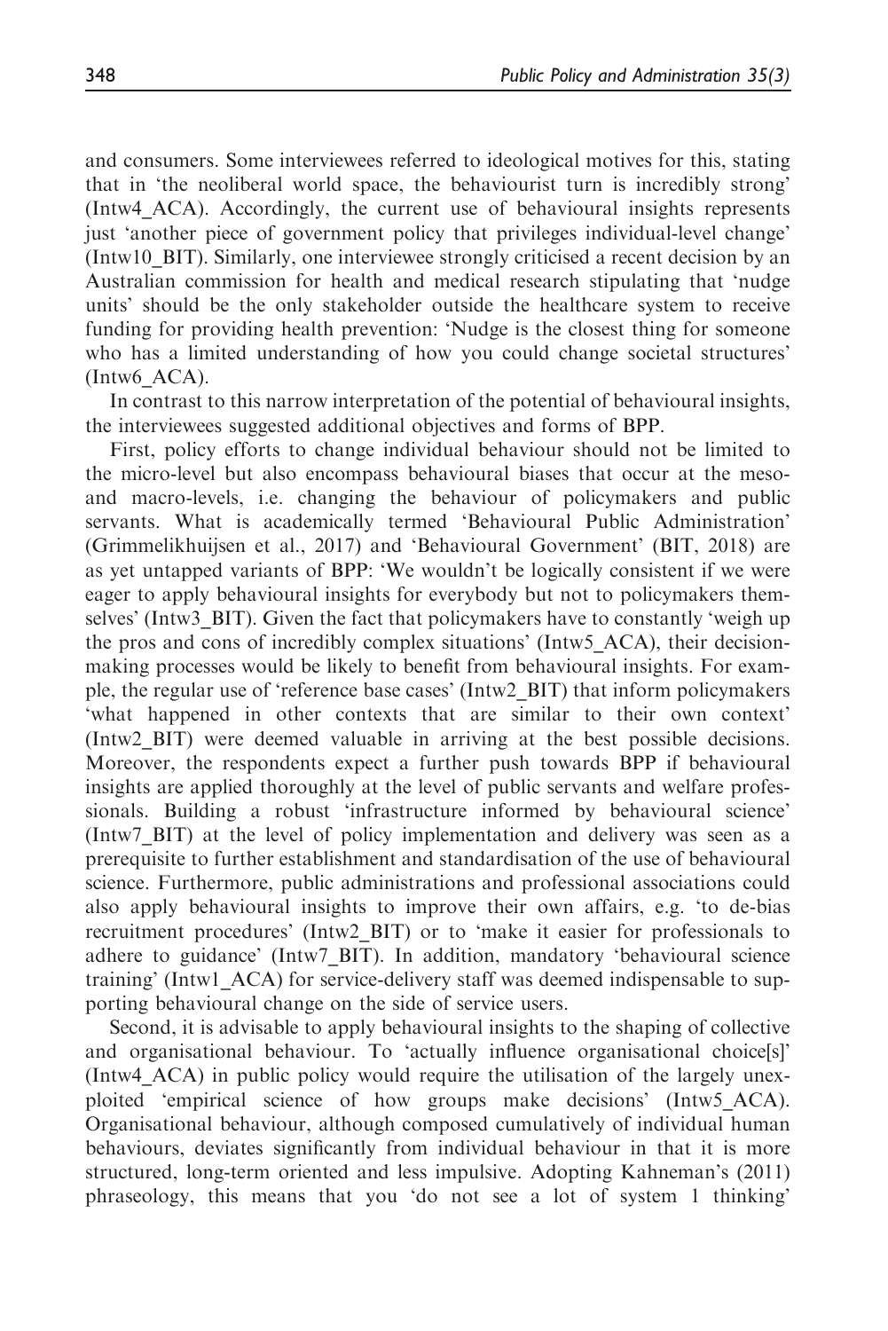and consumers. Some interviewees referred to ideological motives for this, stating that in 'the neoliberal world space, the behaviourist turn is incredibly strong' (Intw4_ACA). Accordingly, the current use of behavioural insights represents just 'another piece of government policy that privileges individual-level change' (Intw10_BIT). Similarly, one interviewee strongly criticised a recent decision by an Australian commission for health and medical research stipulating that 'nudge units' should be the only stakeholder outside the healthcare system to receive funding for providing health prevention: 'Nudge is the closest thing for someone who has a limited understanding of how you could change societal structures' (Intw6_ACA).

In contrast to this narrow interpretation of the potential of behavioural insights, the interviewees suggested additional objectives and forms of BPP.

First, policy efforts to change individual behaviour should not be limited to the micro-level but also encompass behavioural biases that occur at the meso- and macro-levels, i.e. changing the behaviour of policymakers and public servants. What is academically termed 'Behavioural Public Administration' (Grimmelikhuijsen et al., 2017) and 'Behavioural Government' (BIT, 2018) are as yet untapped variants of BPP: 'We wouldn't be logically consistent if we were eager to apply behavioural insights for everybody but not to policymakers themselves' (Intw3_BIT). Given the fact that policymakers have to constantly 'weigh up the pros and cons of incredibly complex situations' (Intw5_ACA), their decision-making processes would be likely to benefit from behavioural insights. For example, the regular use of 'reference base cases' (Intw2_BIT) that inform policymakers 'what happened in other contexts that are similar to their own context' (Intw2_BIT) were deemed valuable in arriving at the best possible decisions. Moreover, the respondents expect a further push towards BPP if behavioural insights are applied thoroughly at the level of public servants and welfare professionals. Building a robust 'infrastructure informed by behavioural science' (Intw7_BIT) at the level of policy implementation and delivery was seen as a prerequisite to further establishment and standardisation of the use of behavioural science. Furthermore, public administrations and professional associations could also apply behavioural insights to improve their own affairs, e.g. 'to de-bias recruitment procedures' (Intw2_BIT) or to 'make it easier for professionals to adhere to guidance' (Intw7_BIT). In addition, mandatory 'behavioural science training' (Intw1_ACA) for service-delivery staff was deemed indispensable to supporting behavioural change on the side of service users.

Second, it is advisable to apply behavioural insights to the shaping of collective and organisational behaviour. To 'actually influence organisational choice[s]' (Intw4_ACA) in public policy would require the utilisation of the largely unexploited 'empirical science of how groups make decisions' (Intw5_ACA). Organisational behaviour, although composed cumulatively of individual human behaviours, deviates significantly from individual behaviour in that it is more structured, long-term oriented and less impulsive. Adopting Kahneman's (2011) phraseology, this means that you 'do not see a lot of system 1 thinking'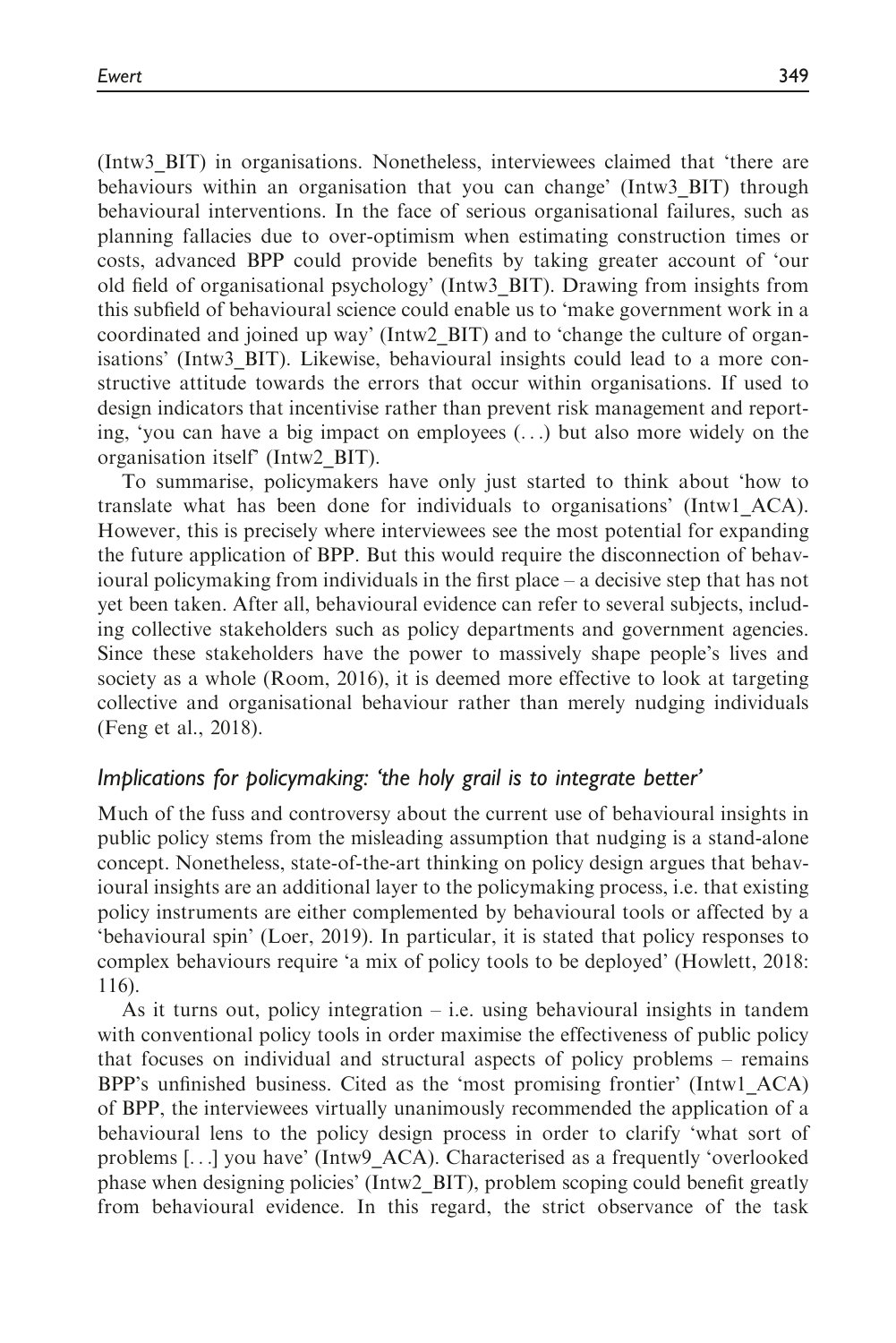(Intw3_BIT) in organisations. Nonetheless, interviewees claimed that 'there are behaviours within an organisation that you can change' (Intw3_BIT) through behavioural interventions. In the face of serious organisational failures, such as planning fallacies due to over-optimism when estimating construction times or costs, advanced BPP could provide benefits by taking greater account of 'our old field of organisational psychology' (Intw3_BIT). Drawing from insights from this subfield of behavioural science could enable us to 'make government work in a coordinated and joined up way' (Intw2_BIT) and to 'change the culture of organisations' (Intw3_BIT). Likewise, behavioural insights could lead to a more constructive attitude towards the errors that occur within organisations. If used to design indicators that incentivise rather than prevent risk management and reporting, 'you can have a big impact on employees (...) but also more widely on the organisation itself' (Intw2_BIT).

To summarise, policymakers have only just started to think about 'how to translate what has been done for individuals to organisations' (Intw1_ACA). However, this is precisely where interviewees see the most potential for expanding the future application of BPP. But this would require the disconnection of behavioural policymaking from individuals in the first place – a decisive step that has not yet been taken. After all, behavioural evidence can refer to several subjects, including collective stakeholders such as policy departments and government agencies. Since these stakeholders have the power to massively shape people's lives and society as a whole (Room, 2016), it is deemed more effective to look at targeting collective and organisational behaviour rather than merely nudging individuals (Feng et al., 2018).

### *Implications for policymaking: 'the holy grail is to integrate better'*

Much of the fuss and controversy about the current use of behavioural insights in public policy stems from the misleading assumption that nudging is a stand-alone concept. Nonetheless, state-of-the-art thinking on policy design argues that behavioural insights are an additional layer to the policymaking process, i.e. that existing policy instruments are either complemented by behavioural tools or affected by a 'behavioural spin' (Loer, 2019). In particular, it is stated that policy responses to complex behaviours require 'a mix of policy tools to be deployed' (Howlett, 2018: 116).

As it turns out, policy integration – i.e. using behavioural insights in tandem with conventional policy tools in order maximise the effectiveness of public policy that focuses on individual and structural aspects of policy problems – remains BPP's unfinished business. Cited as the 'most promising frontier' (Intw1_ACA) of BPP, the interviewees virtually unanimously recommended the application of a behavioural lens to the policy design process in order to clarify 'what sort of problems [...] you have' (Intw9_ACA). Characterised as a frequently 'overlooked phase when designing policies' (Intw2_BIT), problem scoping could benefit greatly from behavioural evidence. In this regard, the strict observance of the task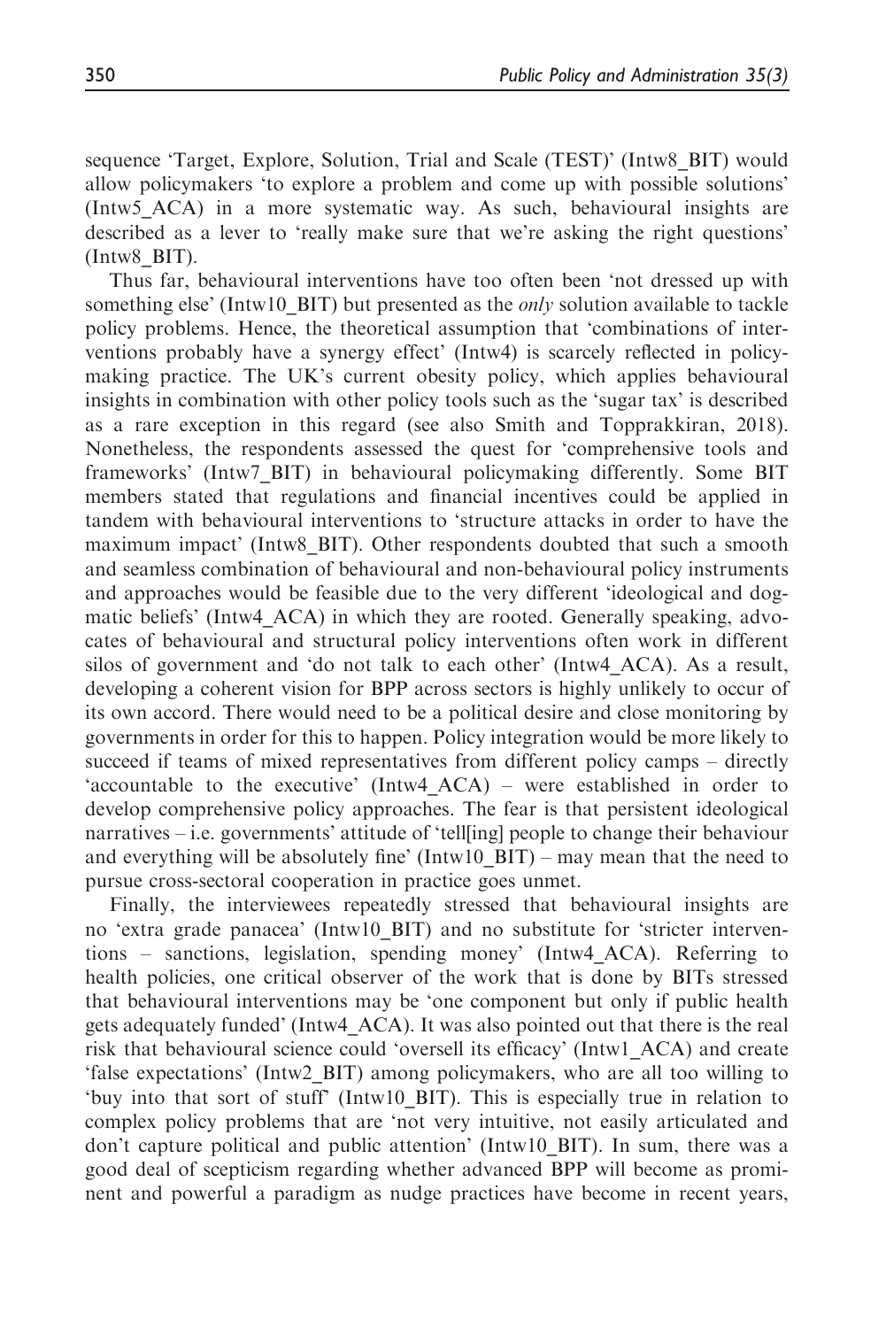sequence 'Target, Explore, Solution, Trial and Scale (TEST)' (Intw8_BIT) would allow policymakers 'to explore a problem and come up with possible solutions' (Intw5_ACA) in a more systematic way. As such, behavioural insights are described as a lever to 'really make sure that we're asking the right questions' (Intw8_BIT).

Thus far, behavioural interventions have too often been 'not dressed up with something else' (Intw10_BIT) but presented as the *only* solution available to tackle policy problems. Hence, the theoretical assumption that 'combinations of interventions probably have a synergy effect' (Intw4) is scarcely reflected in policymaking practice. The UK's current obesity policy, which applies behavioural insights in combination with other policy tools such as the 'sugar tax' is described as a rare exception in this regard (see also Smith and Topprakkiran, 2018). Nonetheless, the respondents assessed the quest for 'comprehensive tools and frameworks' (Intw7_BIT) in behavioural policymaking differently. Some BIT members stated that regulations and financial incentives could be applied in tandem with behavioural interventions to 'structure attacks in order to have the maximum impact' (Intw8_BIT). Other respondents doubted that such a smooth and seamless combination of behavioural and non-behavioural policy instruments and approaches would be feasible due to the very different 'ideological and dogmatic beliefs' (Intw4_ACA) in which they are rooted. Generally speaking, advocates of behavioural and structural policy interventions often work in different silos of government and 'do not talk to each other' (Intw4_ACA). As a result, developing a coherent vision for BPP across sectors is highly unlikely to occur of its own accord. There would need to be a political desire and close monitoring by governments in order for this to happen. Policy integration would be more likely to succeed if teams of mixed representatives from different policy camps – directly 'accountable to the executive' (Intw4_ACA) – were established in order to develop comprehensive policy approaches. The fear is that persistent ideological narratives – i.e. governments' attitude of 'tell[ing] people to change their behaviour and everything will be absolutely fine' (Intw10_BIT) – may mean that the need to pursue cross-sectoral cooperation in practice goes unmet.

Finally, the interviewees repeatedly stressed that behavioural insights are no 'extra grade panacea' (Intw10_BIT) and no substitute for 'stricter interventions – sanctions, legislation, spending money' (Intw4_ACA). Referring to health policies, one critical observer of the work that is done by BITs stressed that behavioural interventions may be 'one component but only if public health gets adequately funded' (Intw4_ACA). It was also pointed out that there is the real risk that behavioural science could 'oversell its efficacy' (Intw1_ACA) and create 'false expectations' (Intw2_BIT) among policymakers, who are all too willing to 'buy into that sort of stuff' (Intw10_BIT). This is especially true in relation to complex policy problems that are 'not very intuitive, not easily articulated and don't capture political and public attention' (Intw10_BIT). In sum, there was a good deal of scepticism regarding whether advanced BPP will become as prominent and powerful a paradigm as nudge practices have become in recent years,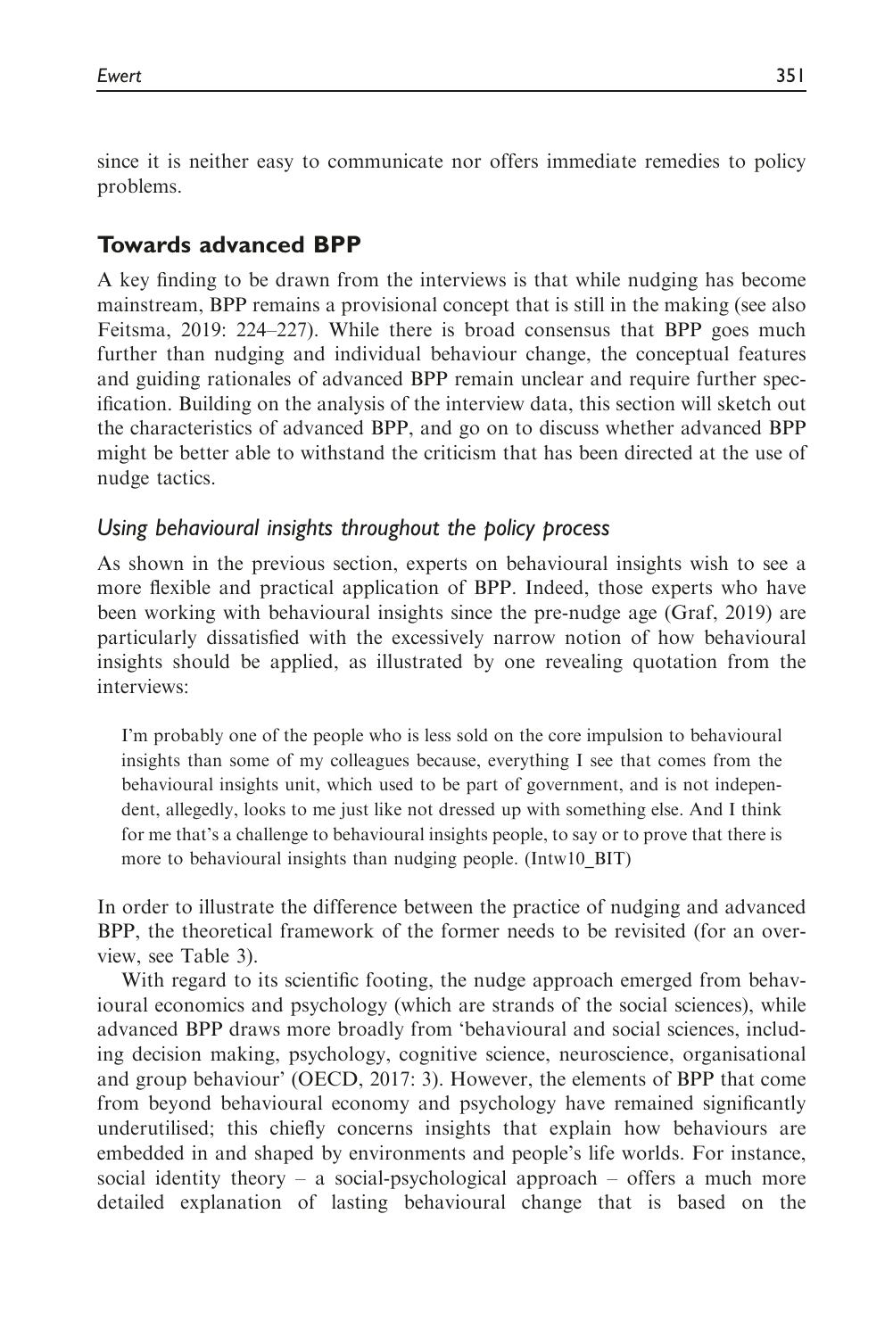since it is neither easy to communicate nor offers immediate remedies to policy problems.

## Towards advanced BPP

A key finding to be drawn from the interviews is that while nudging has become mainstream, BPP remains a provisional concept that is still in the making (see also Feitsma, 2019: 224–227). While there is broad consensus that BPP goes much further than nudging and individual behaviour change, the conceptual features and guiding rationales of advanced BPP remain unclear and require further specification. Building on the analysis of the interview data, this section will sketch out the characteristics of advanced BPP, and go on to discuss whether advanced BPP might be better able to withstand the criticism that has been directed at the use of nudge tactics.

### *Using behavioural insights throughout the policy process*

As shown in the previous section, experts on behavioural insights wish to see a more flexible and practical application of BPP. Indeed, those experts who have been working with behavioural insights since the pre-nudge age (Graf, 2019) are particularly dissatisfied with the excessively narrow notion of how behavioural insights should be applied, as illustrated by one revealing quotation from the interviews:

> I'm probably one of the people who is less sold on the core impulsion to behavioural insights than some of my colleagues because, everything I see that comes from the behavioural insights unit, which used to be part of government, and is not independent, allegedly, looks to me just like not dressed up with something else. And I think for me that's a challenge to behavioural insights people, to say or to prove that there is more to behavioural insights than nudging people. (Intw10_BIT)

In order to illustrate the difference between the practice of nudging and advanced BPP, the theoretical framework of the former needs to be revisited (for an overview, see Table 3).

With regard to its scientific footing, the nudge approach emerged from behavioural economics and psychology (which are strands of the social sciences), while advanced BPP draws more broadly from 'behavioural and social sciences, including decision making, psychology, cognitive science, neuroscience, organisational and group behaviour' (OECD, 2017: 3). However, the elements of BPP that come from beyond behavioural economy and psychology have remained significantly underutilised; this chiefly concerns insights that explain how behaviours are embedded in and shaped by environments and people's life worlds. For instance, social identity theory – a social-psychological approach – offers a much more detailed explanation of lasting behavioural change that is based on the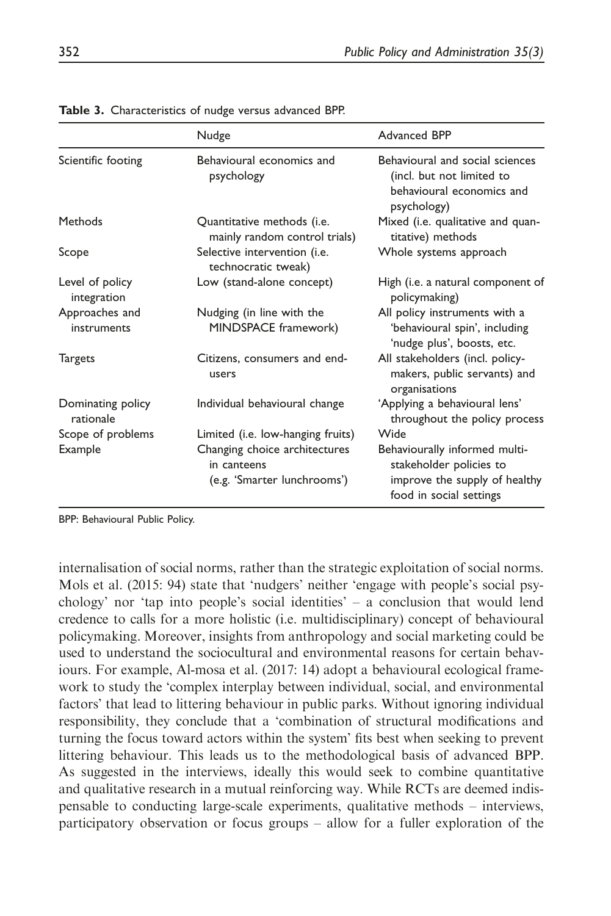**Table 3.** Characteristics of nudge versus advanced BPP.

| | Nudge | Advanced BPP |
|---|---|---|
| Scientific footing | Behavioural economics and psychology | Behavioural and social sciences (incl. but not limited to behavioural economics and psychology) |
| Methods | Quantitative methods (i.e. mainly random control trials) | Mixed (i.e. qualitative and quantitative) methods |
| Scope | Selective intervention (i.e. technocratic tweak) | Whole systems approach |
| Level of policy integration | Low (stand-alone concept) | High (i.e. a natural component of policymaking) |
| Approaches and instruments | Nudging (in line with the MINDSPACE framework) | All policy instruments with a 'behavioural spin', including 'nudge plus', boosts, etc. |
| Targets | Citizens, consumers and end-users | All stakeholders (incl. policy-makers, public servants) and organisations |
| Dominating policy rationale | Individual behavioural change | 'Applying a behavioural lens' throughout the policy process |
| Scope of problems | Limited (i.e. low-hanging fruits) | Wide |
| Example | Changing choice architectures in canteens (e.g. 'Smarter lunchrooms') | Behaviourally informed multi-stakeholder policies to improve the supply of healthy food in social settings |

BPP: Behavioural Public Policy.

internalisation of social norms, rather than the strategic exploitation of social norms. Mols et al. (2015: 94) state that 'nudgers' neither 'engage with people's social psychology' nor 'tap into people's social identities' – a conclusion that would lend credence to calls for a more holistic (i.e. multidisciplinary) concept of behavioural policymaking. Moreover, insights from anthropology and social marketing could be used to understand the sociocultural and environmental reasons for certain behaviours. For example, Al-mosa et al. (2017: 14) adopt a behavioural ecological framework to study the 'complex interplay between individual, social, and environmental factors' that lead to littering behaviour in public parks. Without ignoring individual responsibility, they conclude that a 'combination of structural modifications and turning the focus toward actors within the system' fits best when seeking to prevent littering behaviour. This leads us to the methodological basis of advanced BPP. As suggested in the interviews, ideally this would seek to combine quantitative and qualitative research in a mutual reinforcing way. While RCTs are deemed indispensable to conducting large-scale experiments, qualitative methods – interviews, participatory observation or focus groups – allow for a fuller exploration of the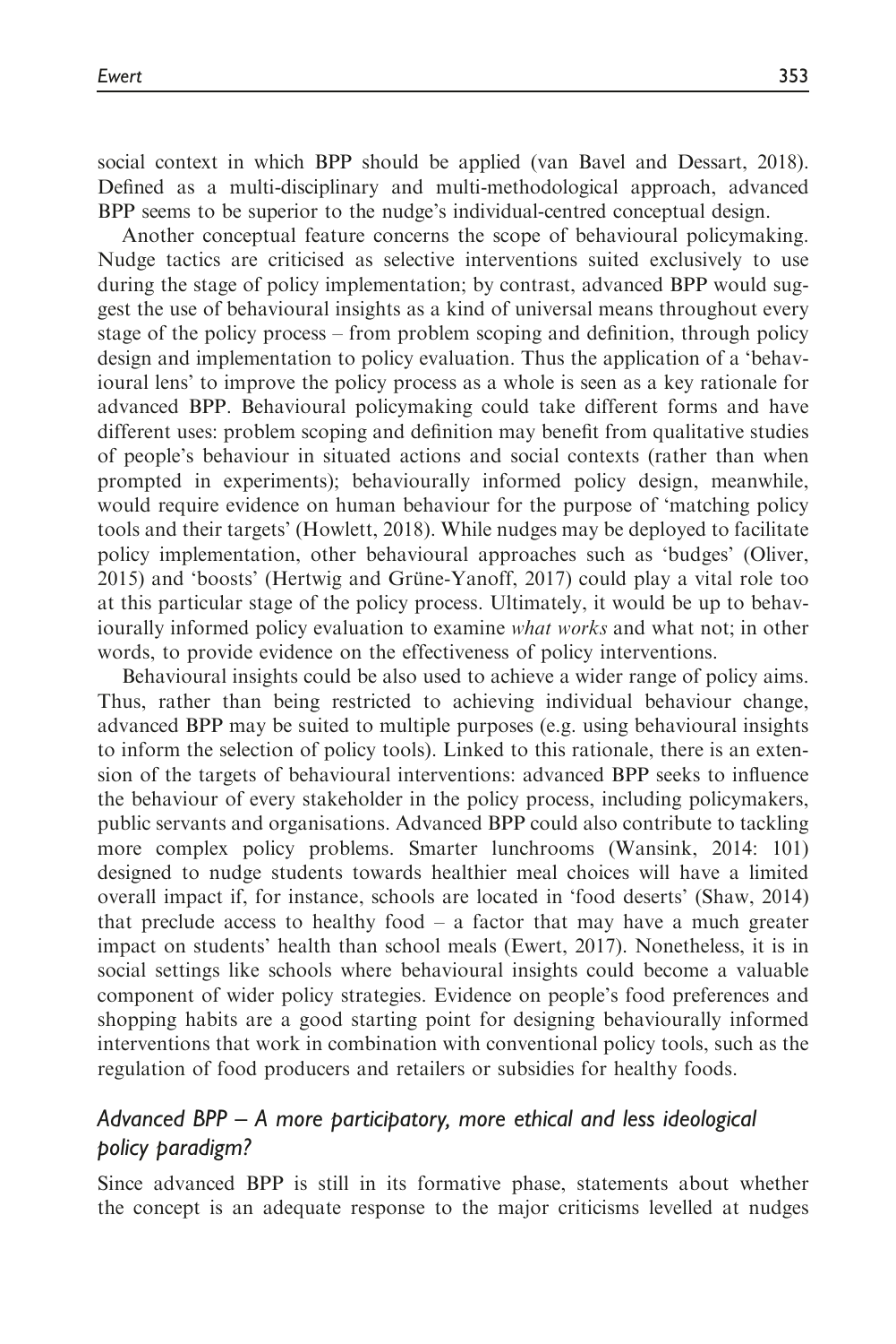social context in which BPP should be applied (van Bavel and Dessart, 2018). Defined as a multi-disciplinary and multi-methodological approach, advanced BPP seems to be superior to the nudge's individual-centred conceptual design.

Another conceptual feature concerns the scope of behavioural policymaking. Nudge tactics are criticised as selective interventions suited exclusively to use during the stage of policy implementation; by contrast, advanced BPP would suggest the use of behavioural insights as a kind of universal means throughout every stage of the policy process – from problem scoping and definition, through policy design and implementation to policy evaluation. Thus the application of a 'behavioural lens' to improve the policy process as a whole is seen as a key rationale for advanced BPP. Behavioural policymaking could take different forms and have different uses: problem scoping and definition may benefit from qualitative studies of people's behaviour in situated actions and social contexts (rather than when prompted in experiments); behaviourally informed policy design, meanwhile, would require evidence on human behaviour for the purpose of 'matching policy tools and their targets' (Howlett, 2018). While nudges may be deployed to facilitate policy implementation, other behavioural approaches such as 'budges' (Oliver, 2015) and 'boosts' (Hertwig and Grüne-Yanoff, 2017) could play a vital role too at this particular stage of the policy process. Ultimately, it would be up to behaviourally informed policy evaluation to examine *what works* and what not; in other words, to provide evidence on the effectiveness of policy interventions.

Behavioural insights could be also used to achieve a wider range of policy aims. Thus, rather than being restricted to achieving individual behaviour change, advanced BPP may be suited to multiple purposes (e.g. using behavioural insights to inform the selection of policy tools). Linked to this rationale, there is an extension of the targets of behavioural interventions: advanced BPP seeks to influence the behaviour of every stakeholder in the policy process, including policymakers, public servants and organisations. Advanced BPP could also contribute to tackling more complex policy problems. Smarter lunchrooms (Wansink, 2014: 101) designed to nudge students towards healthier meal choices will have a limited overall impact if, for instance, schools are located in 'food deserts' (Shaw, 2014) that preclude access to healthy food – a factor that may have a much greater impact on students' health than school meals (Ewert, 2017). Nonetheless, it is in social settings like schools where behavioural insights could become a valuable component of wider policy strategies. Evidence on people's food preferences and shopping habits are a good starting point for designing behaviourally informed interventions that work in combination with conventional policy tools, such as the regulation of food producers and retailers or subsidies for healthy foods.

### *Advanced BPP – A more participatory, more ethical and less ideological policy paradigm?*

Since advanced BPP is still in its formative phase, statements about whether the concept is an adequate response to the major criticisms levelled at nudges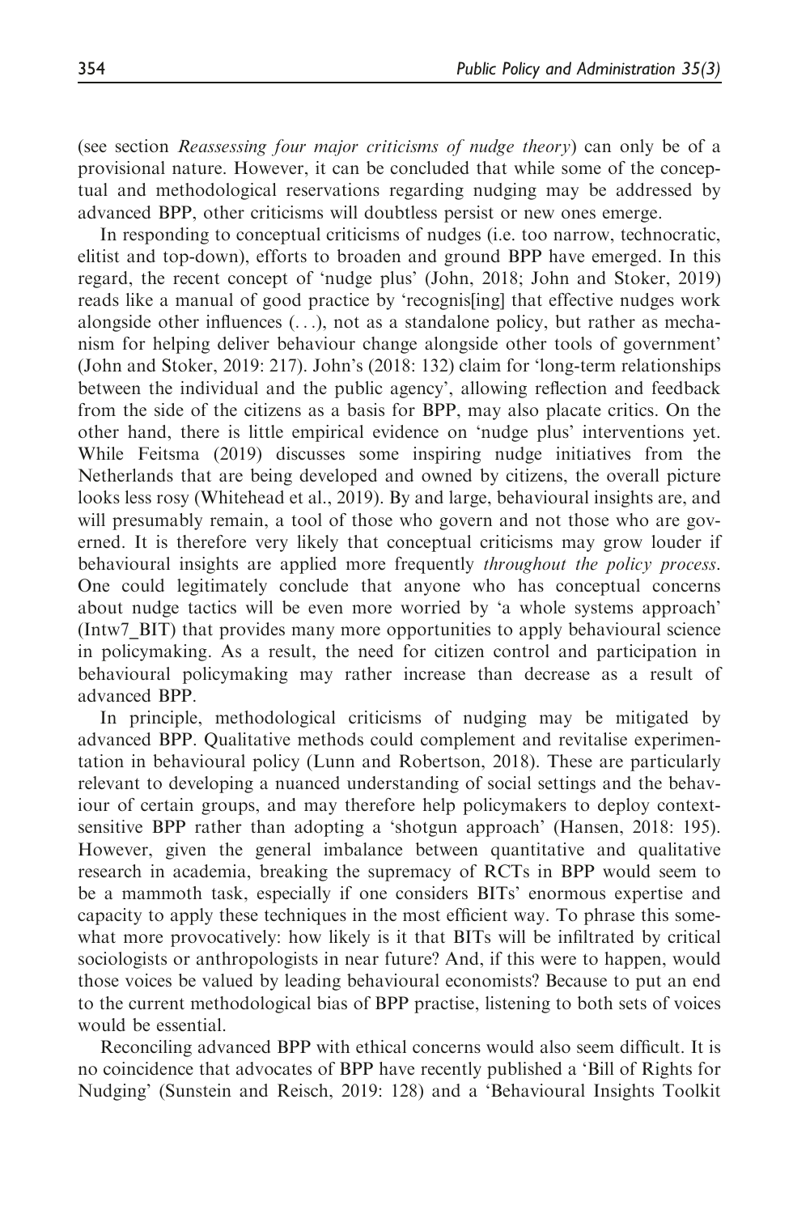(see section *Reassessing four major criticisms of nudge theory*) can only be of a provisional nature. However, it can be concluded that while some of the conceptual and methodological reservations regarding nudging may be addressed by advanced BPP, other criticisms will doubtless persist or new ones emerge.

In responding to conceptual criticisms of nudges (i.e. too narrow, technocratic, elitist and top-down), efforts to broaden and ground BPP have emerged. In this regard, the recent concept of 'nudge plus' (John, 2018; John and Stoker, 2019) reads like a manual of good practice by 'recognis[ing] that effective nudges work alongside other influences (...), not as a standalone policy, but rather as mechanism for helping deliver behaviour change alongside other tools of government' (John and Stoker, 2019: 217). John's (2018: 132) claim for 'long-term relationships between the individual and the public agency', allowing reflection and feedback from the side of the citizens as a basis for BPP, may also placate critics. On the other hand, there is little empirical evidence on 'nudge plus' interventions yet. While Feitsma (2019) discusses some inspiring nudge initiatives from the Netherlands that are being developed and owned by citizens, the overall picture looks less rosy (Whitehead et al., 2019). By and large, behavioural insights are, and will presumably remain, a tool of those who govern and not those who are governed. It is therefore very likely that conceptual criticisms may grow louder if behavioural insights are applied more frequently *throughout the policy process*. One could legitimately conclude that anyone who has conceptual concerns about nudge tactics will be even more worried by 'a whole systems approach' (Intw7_BIT) that provides many more opportunities to apply behavioural science in policymaking. As a result, the need for citizen control and participation in behavioural policymaking may rather increase than decrease as a result of advanced BPP.

In principle, methodological criticisms of nudging may be mitigated by advanced BPP. Qualitative methods could complement and revitalise experimentation in behavioural policy (Lunn and Robertson, 2018). These are particularly relevant to developing a nuanced understanding of social settings and the behaviour of certain groups, and may therefore help policymakers to deploy context-sensitive BPP rather than adopting a 'shotgun approach' (Hansen, 2018: 195). However, given the general imbalance between quantitative and qualitative research in academia, breaking the supremacy of RCTs in BPP would seem to be a mammoth task, especially if one considers BITs' enormous expertise and capacity to apply these techniques in the most efficient way. To phrase this somewhat more provocatively: how likely is it that BITs will be infiltrated by critical sociologists or anthropologists in near future? And, if this were to happen, would those voices be valued by leading behavioural economists? Because to put an end to the current methodological bias of BPP practise, listening to both sets of voices would be essential.

Reconciling advanced BPP with ethical concerns would also seem difficult. It is no coincidence that advocates of BPP have recently published a 'Bill of Rights for Nudging' (Sunstein and Reisch, 2019: 128) and a 'Behavioural Insights Toolkit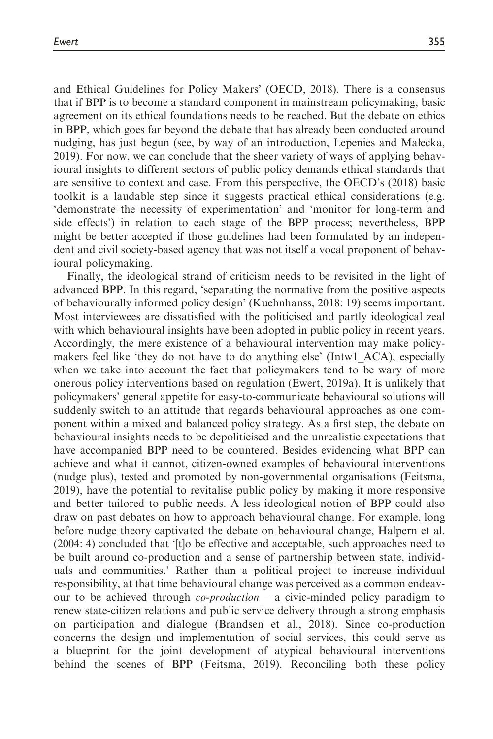and Ethical Guidelines for Policy Makers' (OECD, 2018). There is a consensus that if BPP is to become a standard component in mainstream policymaking, basic agreement on its ethical foundations needs to be reached. But the debate on ethics in BPP, which goes far beyond the debate that has already been conducted around nudging, has just begun (see, by way of an introduction, Lepenies and Małecka, 2019). For now, we can conclude that the sheer variety of ways of applying behavioural insights to different sectors of public policy demands ethical standards that are sensitive to context and case. From this perspective, the OECD's (2018) basic toolkit is a laudable step since it suggests practical ethical considerations (e.g. 'demonstrate the necessity of experimentation' and 'monitor for long-term and side effects') in relation to each stage of the BPP process; nevertheless, BPP might be better accepted if those guidelines had been formulated by an independent and civil society-based agency that was not itself a vocal proponent of behavioural policymaking.

Finally, the ideological strand of criticism needs to be revisited in the light of advanced BPP. In this regard, 'separating the normative from the positive aspects of behaviourally informed policy design' (Kuehnhanss, 2018: 19) seems important. Most interviewees are dissatisfied with the politicised and partly ideological zeal with which behavioural insights have been adopted in public policy in recent years. Accordingly, the mere existence of a behavioural intervention may make policymakers feel like 'they do not have to do anything else' (Intw1_ACA), especially when we take into account the fact that policymakers tend to be wary of more onerous policy interventions based on regulation (Ewert, 2019a). It is unlikely that policymakers' general appetite for easy-to-communicate behavioural solutions will suddenly switch to an attitude that regards behavioural approaches as one component within a mixed and balanced policy strategy. As a first step, the debate on behavioural insights needs to be depoliticised and the unrealistic expectations that have accompanied BPP need to be countered. Besides evidencing what BPP can achieve and what it cannot, citizen-owned examples of behavioural interventions (nudge plus), tested and promoted by non-governmental organisations (Feitsma, 2019), have the potential to revitalise public policy by making it more responsive and better tailored to public needs. A less ideological notion of BPP could also draw on past debates on how to approach behavioural change. For example, long before nudge theory captivated the debate on behavioural change, Halpern et al. (2004: 4) concluded that '[t]o be effective and acceptable, such approaches need to be built around co-production and a sense of partnership between state, individuals and communities.' Rather than a political project to increase individual responsibility, at that time behavioural change was perceived as a common endeavour to be achieved through *co-production* – a civic-minded policy paradigm to renew state-citizen relations and public service delivery through a strong emphasis on participation and dialogue (Brandsen et al., 2018). Since co-production concerns the design and implementation of social services, this could serve as a blueprint for the joint development of atypical behavioural interventions behind the scenes of BPP (Feitsma, 2019). Reconciling both these policy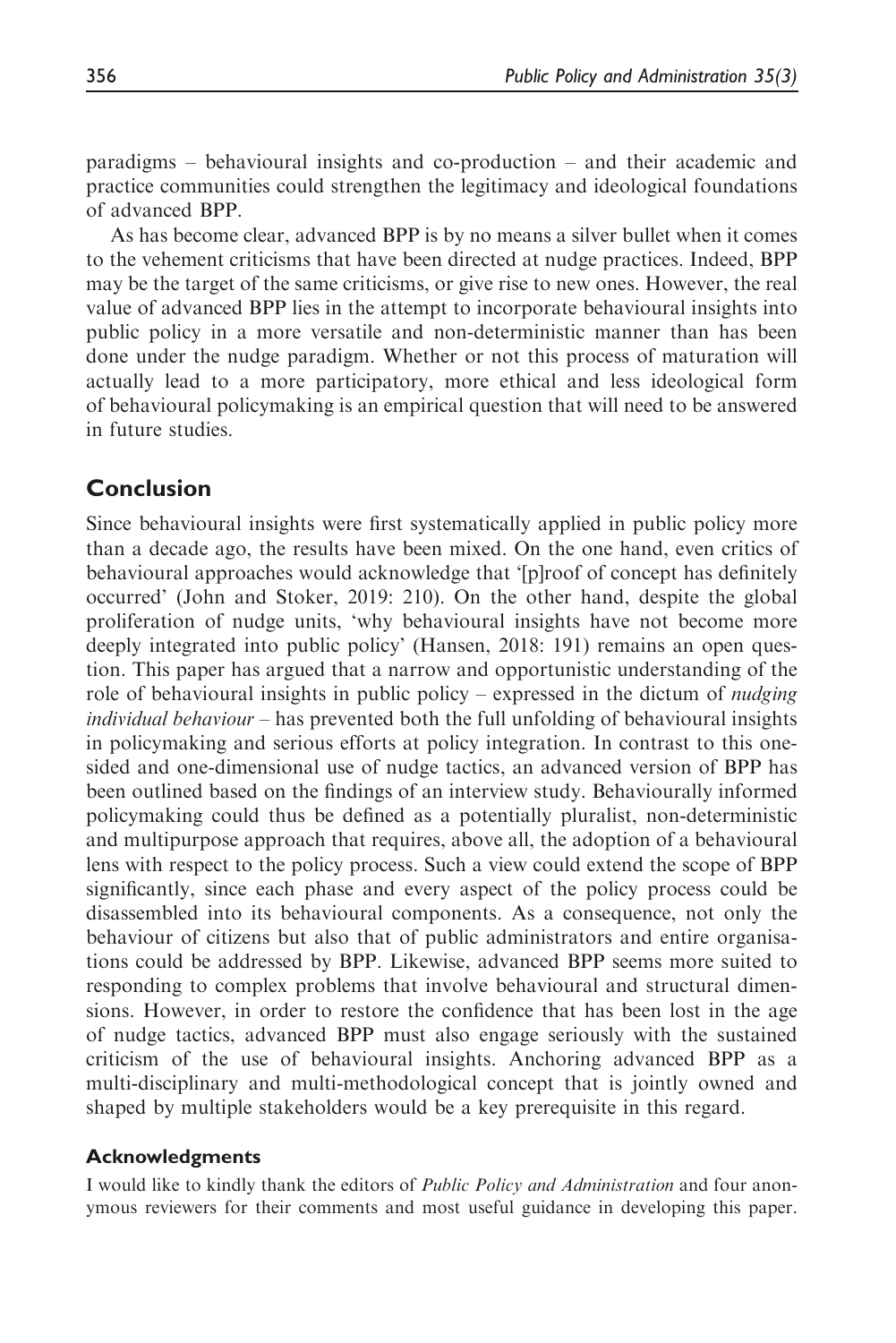paradigms – behavioural insights and co-production – and their academic and practice communities could strengthen the legitimacy and ideological foundations of advanced BPP.

As has become clear, advanced BPP is by no means a silver bullet when it comes to the vehement criticisms that have been directed at nudge practices. Indeed, BPP may be the target of the same criticisms, or give rise to new ones. However, the real value of advanced BPP lies in the attempt to incorporate behavioural insights into public policy in a more versatile and non-deterministic manner than has been done under the nudge paradigm. Whether or not this process of maturation will actually lead to a more participatory, more ethical and less ideological form of behavioural policymaking is an empirical question that will need to be answered in future studies.

## Conclusion

Since behavioural insights were first systematically applied in public policy more than a decade ago, the results have been mixed. On the one hand, even critics of behavioural approaches would acknowledge that '[p]roof of concept has definitely occurred' (John and Stoker, 2019: 210). On the other hand, despite the global proliferation of nudge units, 'why behavioural insights have not become more deeply integrated into public policy' (Hansen, 2018: 191) remains an open question. This paper has argued that a narrow and opportunistic understanding of the role of behavioural insights in public policy – expressed in the dictum of *nudging individual behaviour* – has prevented both the full unfolding of behavioural insights in policymaking and serious efforts at policy integration. In contrast to this one-sided and one-dimensional use of nudge tactics, an advanced version of BPP has been outlined based on the findings of an interview study. Behaviourally informed policymaking could thus be defined as a potentially pluralist, non-deterministic and multipurpose approach that requires, above all, the adoption of a behavioural lens with respect to the policy process. Such a view could extend the scope of BPP significantly, since each phase and every aspect of the policy process could be disassembled into its behavioural components. As a consequence, not only the behaviour of citizens but also that of public administrators and entire organisations could be addressed by BPP. Likewise, advanced BPP seems more suited to responding to complex problems that involve behavioural and structural dimensions. However, in order to restore the confidence that has been lost in the age of nudge tactics, advanced BPP must also engage seriously with the sustained criticism of the use of behavioural insights. Anchoring advanced BPP as a multi-disciplinary and multi-methodological concept that is jointly owned and shaped by multiple stakeholders would be a key prerequisite in this regard.

### Acknowledgments

I would like to kindly thank the editors of *Public Policy and Administration* and four anonymous reviewers for their comments and most useful guidance in developing this paper.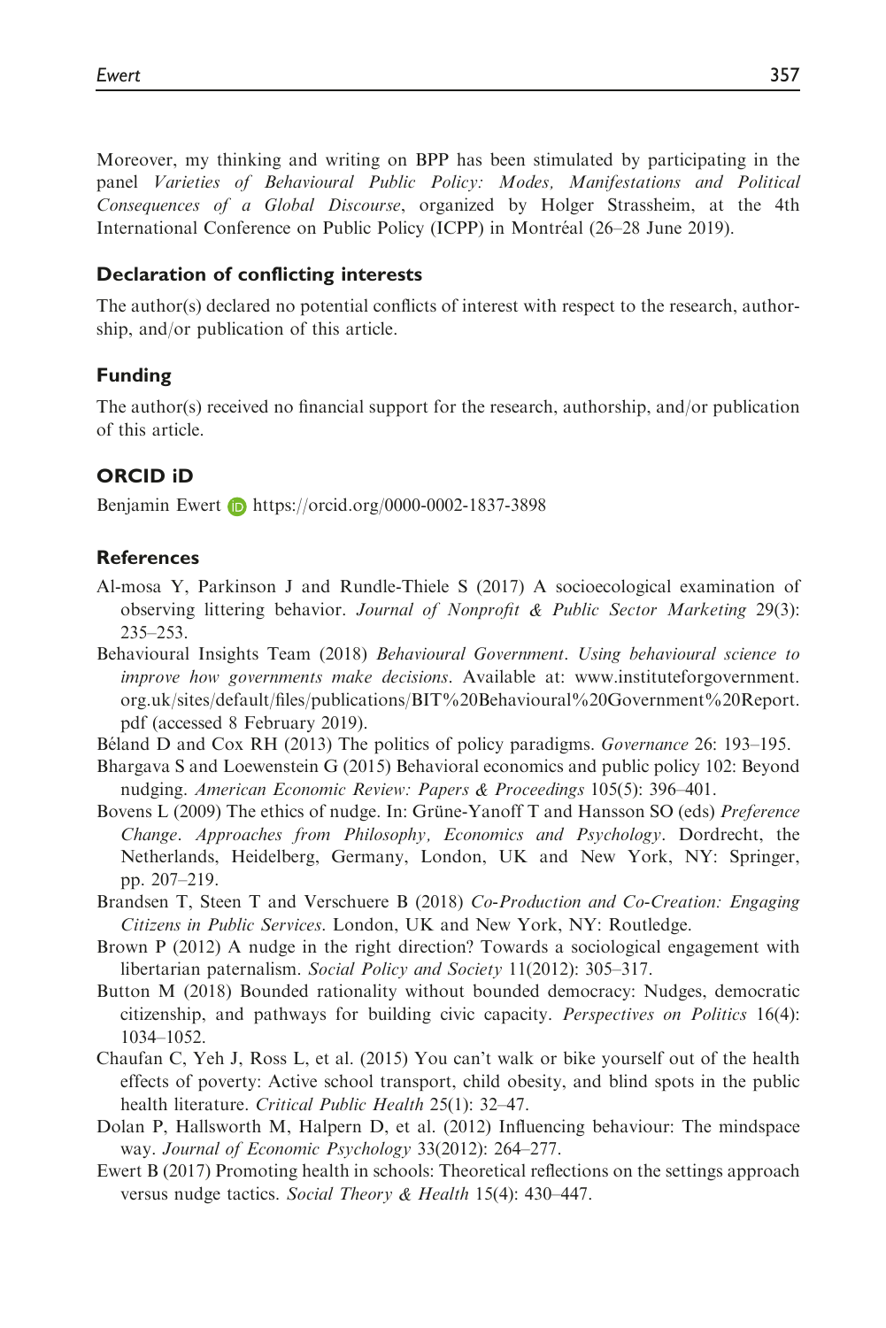Moreover, my thinking and writing on BPP has been stimulated by participating in the panel *Varieties of Behavioural Public Policy: Modes, Manifestations and Political Consequences of a Global Discourse*, organized by Holger Strassheim, at the 4th International Conference on Public Policy (ICPP) in Montréal (26–28 June 2019).

### Declaration of conflicting interests

The author(s) declared no potential conflicts of interest with respect to the research, authorship, and/or publication of this article.

### Funding

The author(s) received no financial support for the research, authorship, and/or publication of this article.

### ORCID iD

Benjamin Ewert https://orcid.org/0000-0002-1837-3898

### References

- Al-mosa Y, Parkinson J and Rundle-Thiele S (2017) A socioecological examination of observing littering behavior. *Journal of Nonprofit & Public Sector Marketing* 29(3): 235–253.
- Behavioural Insights Team (2018) *Behavioural Government. Using behavioural science to improve how governments make decisions*. Available at: www.instituteforgovernment.org.uk/sites/default/files/publications/BIT%20Behavioural%20Government%20Report.pdf (accessed 8 February 2019).
- Béland D and Cox RH (2013) The politics of policy paradigms. *Governance* 26: 193–195.
- Bhargava S and Loewenstein G (2015) Behavioral economics and public policy 102: Beyond nudging. *American Economic Review: Papers & Proceedings* 105(5): 396–401.
- Bovens L (2009) The ethics of nudge. In: Grüne-Yanoff T and Hansson SO (eds) *Preference Change. Approaches from Philosophy, Economics and Psychology*. Dordrecht, the Netherlands, Heidelberg, Germany, London, UK and New York, NY: Springer, pp. 207–219.
- Brandsen T, Steen T and Verschuere B (2018) *Co-Production and Co-Creation: Engaging Citizens in Public Services*. London, UK and New York, NY: Routledge.
- Brown P (2012) A nudge in the right direction? Towards a sociological engagement with libertarian paternalism. *Social Policy and Society* 11(2012): 305–317.
- Button M (2018) Bounded rationality without bounded democracy: Nudges, democratic citizenship, and pathways for building civic capacity. *Perspectives on Politics* 16(4): 1034–1052.
- Chaufan C, Yeh J, Ross L, et al. (2015) You can't walk or bike yourself out of the health effects of poverty: Active school transport, child obesity, and blind spots in the public health literature. *Critical Public Health* 25(1): 32–47.
- Dolan P, Hallsworth M, Halpern D, et al. (2012) Influencing behaviour: The mindspace way. *Journal of Economic Psychology* 33(2012): 264–277.
- Ewert B (2017) Promoting health in schools: Theoretical reflections on the settings approach versus nudge tactics. *Social Theory & Health* 15(4): 430–447.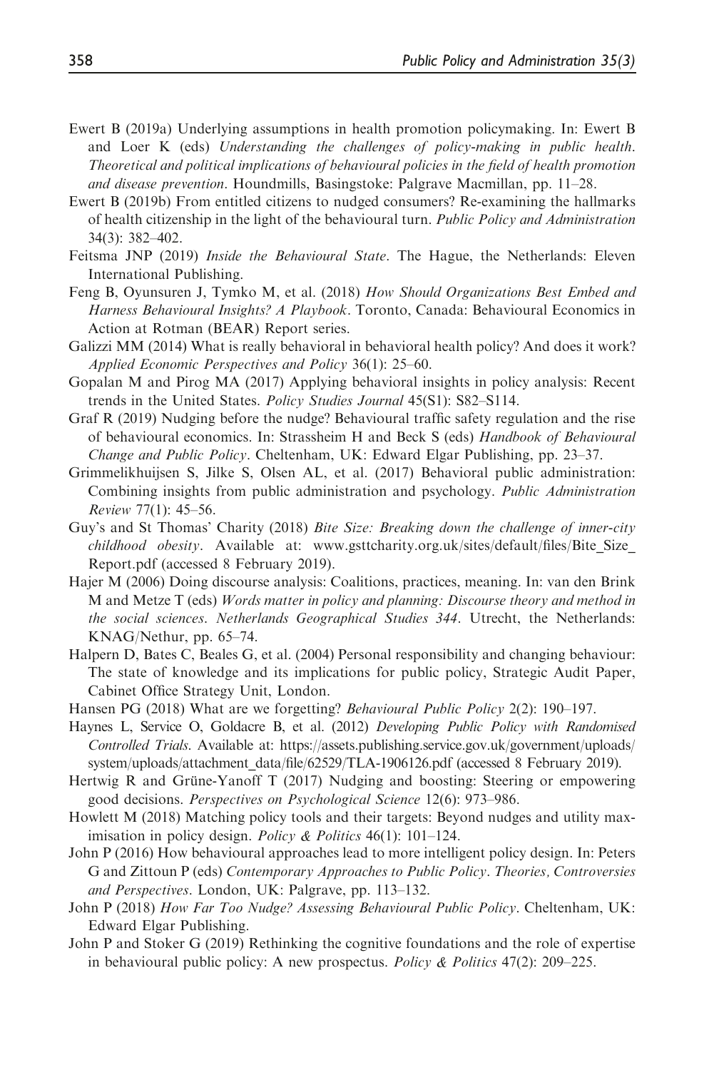Ewert B (2019a) Underlying assumptions in health promotion policymaking. In: Ewert B and Loer K (eds) *Understanding the challenges of policy-making in public health. Theoretical and political implications of behavioural policies in the field of health promotion and disease prevention*. Houndmills, Basingstoke: Palgrave Macmillan, pp. 11–28.

Ewert B (2019b) From entitled citizens to nudged consumers? Re-examining the hallmarks of health citizenship in the light of the behavioural turn. *Public Policy and Administration* 34(3): 382–402.

Feitsma JNP (2019) *Inside the Behavioural State*. The Hague, the Netherlands: Eleven International Publishing.

Feng B, Oyunsuren J, Tymko M, et al. (2018) *How Should Organizations Best Embed and Harness Behavioural Insights? A Playbook*. Toronto, Canada: Behavioural Economics in Action at Rotman (BEAR) Report series.

Galizzi MM (2014) What is really behavioral in behavioral health policy? And does it work? *Applied Economic Perspectives and Policy* 36(1): 25–60.

Gopalan M and Pirog MA (2017) Applying behavioral insights in policy analysis: Recent trends in the United States. *Policy Studies Journal* 45(S1): S82–S114.

Graf R (2019) Nudging before the nudge? Behavioural traffic safety regulation and the rise of behavioural economics. In: Strassheim H and Beck S (eds) *Handbook of Behavioural Change and Public Policy*. Cheltenham, UK: Edward Elgar Publishing, pp. 23–37.

Grimmelikhuijsen S, Jilke S, Olsen AL, et al. (2017) Behavioral public administration: Combining insights from public administration and psychology. *Public Administration Review* 77(1): 45–56.

Guy's and St Thomas' Charity (2018) *Bite Size: Breaking down the challenge of inner-city childhood obesity*. Available at: www.gsttcharity.org.uk/sites/default/files/Bite_Size_Report.pdf (accessed 8 February 2019).

Hajer M (2006) Doing discourse analysis: Coalitions, practices, meaning. In: van den Brink M and Metze T (eds) *Words matter in policy and planning: Discourse theory and method in the social sciences. Netherlands Geographical Studies 344*. Utrecht, the Netherlands: KNAG/Nethur, pp. 65–74.

Halpern D, Bates C, Beales G, et al. (2004) Personal responsibility and changing behaviour: The state of knowledge and its implications for public policy, Strategic Audit Paper, Cabinet Office Strategy Unit, London.

Hansen PG (2018) What are we forgetting? *Behavioural Public Policy* 2(2): 190–197.

Haynes L, Service O, Goldacre B, et al. (2012) *Developing Public Policy with Randomised Controlled Trials*. Available at: https://assets.publishing.service.gov.uk/government/uploads/system/uploads/attachment_data/file/62529/TLA-1906126.pdf (accessed 8 February 2019).

Hertwig R and Grüne-Yanoff T (2017) Nudging and boosting: Steering or empowering good decisions. *Perspectives on Psychological Science* 12(6): 973–986.

Howlett M (2018) Matching policy tools and their targets: Beyond nudges and utility maximisation in policy design. *Policy & Politics* 46(1): 101–124.

John P (2016) How behavioural approaches lead to more intelligent policy design. In: Peters G and Zittoun P (eds) *Contemporary Approaches to Public Policy. Theories, Controversies and Perspectives*. London, UK: Palgrave, pp. 113–132.

John P (2018) *How Far Too Nudge? Assessing Behavioural Public Policy*. Cheltenham, UK: Edward Elgar Publishing.

John P and Stoker G (2019) Rethinking the cognitive foundations and the role of expertise in behavioural public policy: A new prospectus. *Policy & Politics* 47(2): 209–225.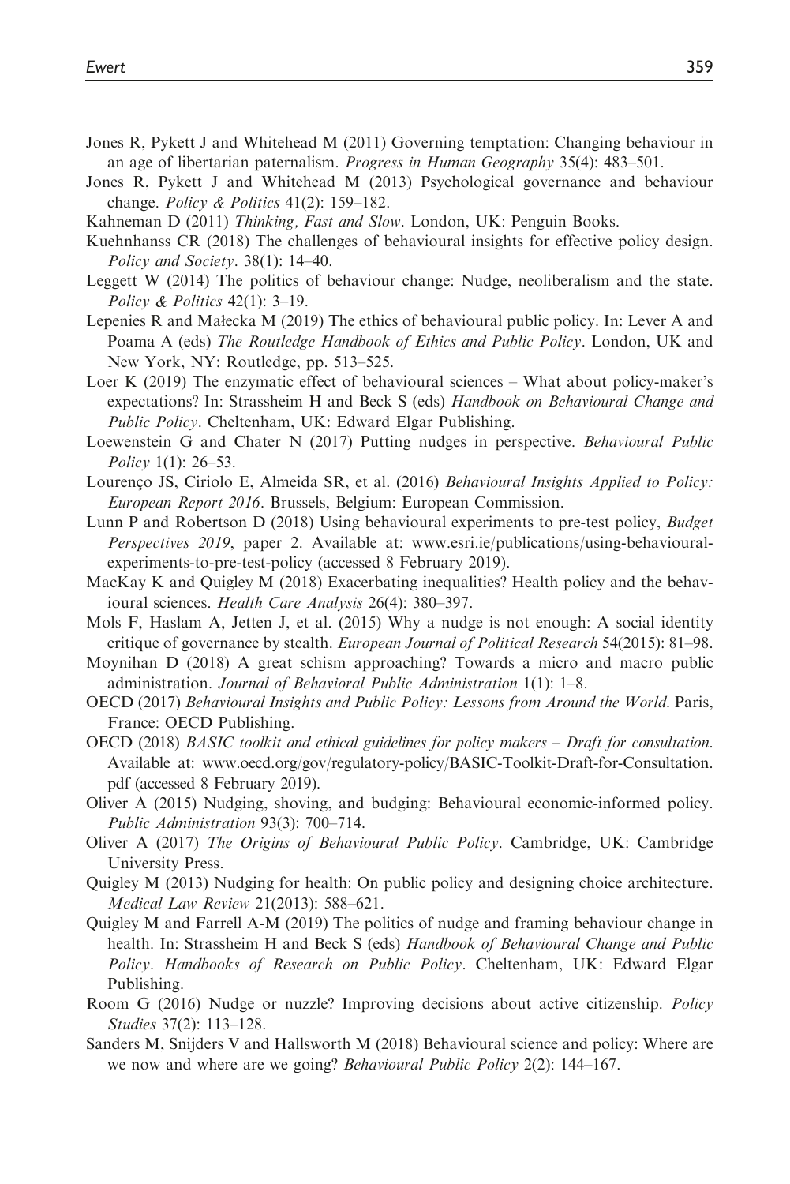Jones R, Pykett J and Whitehead M (2011) Governing temptation: Changing behaviour in an age of libertarian paternalism. *Progress in Human Geography* 35(4): 483–501.

Jones R, Pykett J and Whitehead M (2013) Psychological governance and behaviour change. *Policy & Politics* 41(2): 159–182.

Kahneman D (2011) *Thinking, Fast and Slow*. London, UK: Penguin Books.

Kuehnhanss CR (2018) The challenges of behavioural insights for effective policy design. *Policy and Society*. 38(1): 14–40.

Leggett W (2014) The politics of behaviour change: Nudge, neoliberalism and the state. *Policy & Politics* 42(1): 3–19.

Lepenies R and Małecka M (2019) The ethics of behavioural public policy. In: Lever A and Poama A (eds) *The Routledge Handbook of Ethics and Public Policy*. London, UK and New York, NY: Routledge, pp. 513–525.

Loer K (2019) The enzymatic effect of behavioural sciences – What about policy-maker's expectations? In: Strassheim H and Beck S (eds) *Handbook on Behavioural Change and Public Policy*. Cheltenham, UK: Edward Elgar Publishing.

Loewenstein G and Chater N (2017) Putting nudges in perspective. *Behavioural Public Policy* 1(1): 26–53.

Lourenço JS, Ciriolo E, Almeida SR, et al. (2016) *Behavioural Insights Applied to Policy: European Report 2016*. Brussels, Belgium: European Commission.

Lunn P and Robertson D (2018) Using behavioural experiments to pre-test policy, *Budget Perspectives 2019*, paper 2. Available at: www.esri.ie/publications/using-behavioural-experiments-to-pre-test-policy (accessed 8 February 2019).

MacKay K and Quigley M (2018) Exacerbating inequalities? Health policy and the behavioural sciences. *Health Care Analysis* 26(4): 380–397.

Mols F, Haslam A, Jetten J, et al. (2015) Why a nudge is not enough: A social identity critique of governance by stealth. *European Journal of Political Research* 54(2015): 81–98.

Moynihan D (2018) A great schism approaching? Towards a micro and macro public administration. *Journal of Behavioral Public Administration* 1(1): 1–8.

OECD (2017) *Behavioural Insights and Public Policy: Lessons from Around the World*. Paris, France: OECD Publishing.

OECD (2018) *BASIC toolkit and ethical guidelines for policy makers – Draft for consultation*. Available at: www.oecd.org/gov/regulatory-policy/BASIC-Toolkit-Draft-for-Consultation.pdf (accessed 8 February 2019).

Oliver A (2015) Nudging, shoving, and budging: Behavioural economic-informed policy. *Public Administration* 93(3): 700–714.

Oliver A (2017) *The Origins of Behavioural Public Policy*. Cambridge, UK: Cambridge University Press.

Quigley M (2013) Nudging for health: On public policy and designing choice architecture. *Medical Law Review* 21(2013): 588–621.

Quigley M and Farrell A-M (2019) The politics of nudge and framing behaviour change in health. In: Strassheim H and Beck S (eds) *Handbook of Behavioural Change and Public Policy*. *Handbooks of Research on Public Policy*. Cheltenham, UK: Edward Elgar Publishing.

Room G (2016) Nudge or nuzzle? Improving decisions about active citizenship. *Policy Studies* 37(2): 113–128.

Sanders M, Snijders V and Hallsworth M (2018) Behavioural science and policy: Where are we now and where are we going? *Behavioural Public Policy* 2(2): 144–167.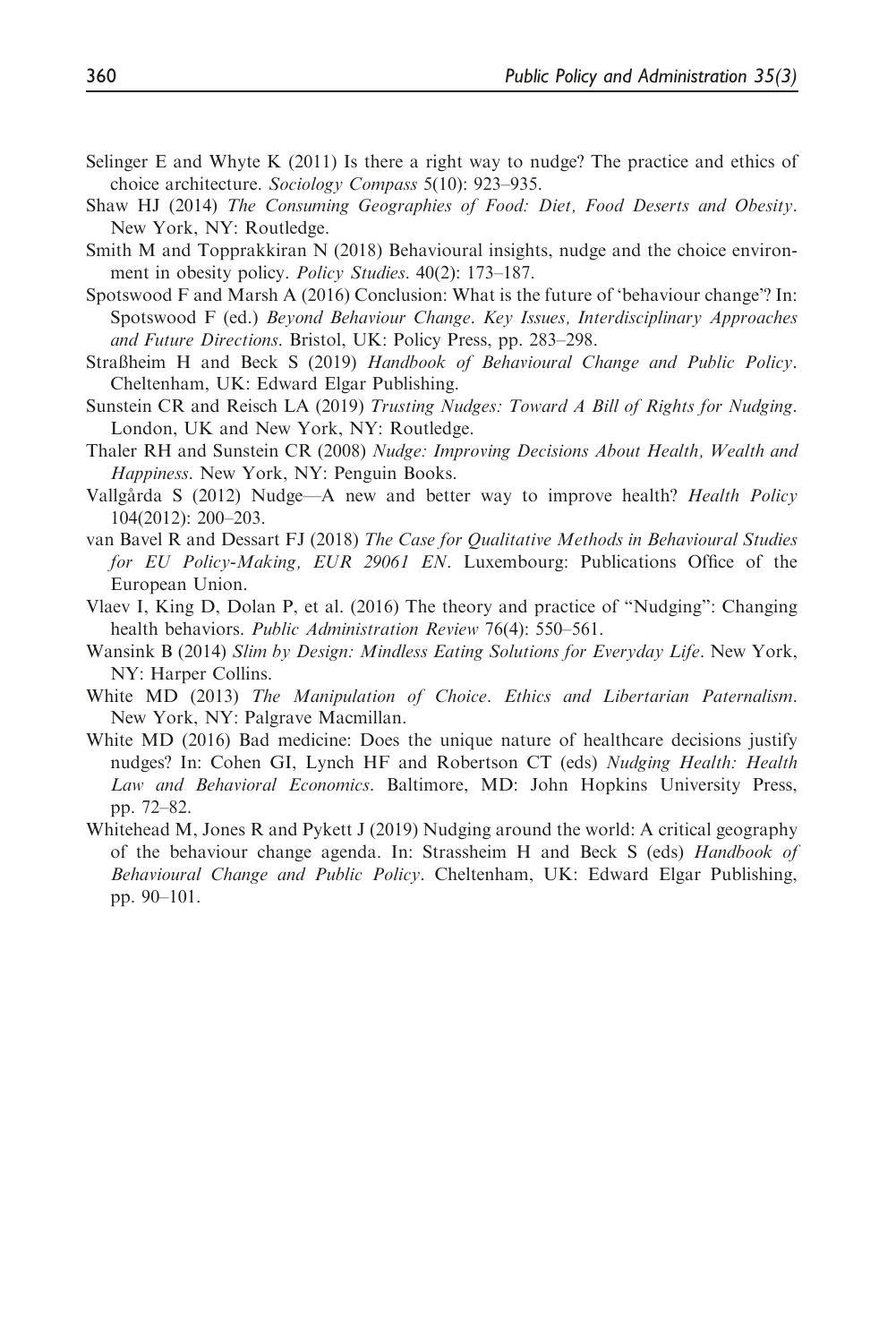Selinger E and Whyte K (2011) Is there a right way to nudge? The practice and ethics of choice architecture. *Sociology Compass* 5(10): 923–935.

Shaw HJ (2014) *The Consuming Geographies of Food: Diet, Food Deserts and Obesity*. New York, NY: Routledge.

Smith M and Topprakkiran N (2018) Behavioural insights, nudge and the choice environment in obesity policy. *Policy Studies*. 40(2): 173–187.

Spotswood F and Marsh A (2016) Conclusion: What is the future of 'behaviour change'? In: Spotswood F (ed.) *Beyond Behaviour Change. Key Issues, Interdisciplinary Approaches and Future Directions*. Bristol, UK: Policy Press, pp. 283–298.

Straßheim H and Beck S (2019) *Handbook of Behavioural Change and Public Policy*. Cheltenham, UK: Edward Elgar Publishing.

Sunstein CR and Reisch LA (2019) *Trusting Nudges: Toward A Bill of Rights for Nudging*. London, UK and New York, NY: Routledge.

Thaler RH and Sunstein CR (2008) *Nudge: Improving Decisions About Health, Wealth and Happiness*. New York, NY: Penguin Books.

Vallgårda S (2012) Nudge—A new and better way to improve health? *Health Policy* 104(2012): 200–203.

van Bavel R and Dessart FJ (2018) *The Case for Qualitative Methods in Behavioural Studies for EU Policy-Making, EUR 29061 EN*. Luxembourg: Publications Office of the European Union.

Vlaev I, King D, Dolan P, et al. (2016) The theory and practice of "Nudging": Changing health behaviors. *Public Administration Review* 76(4): 550–561.

Wansink B (2014) *Slim by Design: Mindless Eating Solutions for Everyday Life*. New York, NY: Harper Collins.

White MD (2013) *The Manipulation of Choice. Ethics and Libertarian Paternalism*. New York, NY: Palgrave Macmillan.

White MD (2016) Bad medicine: Does the unique nature of healthcare decisions justify nudges? In: Cohen GI, Lynch HF and Robertson CT (eds) *Nudging Health: Health Law and Behavioral Economics*. Baltimore, MD: John Hopkins University Press, pp. 72–82.

Whitehead M, Jones R and Pykett J (2019) Nudging around the world: A critical geography of the behaviour change agenda. In: Strassheim H and Beck S (eds) *Handbook of Behavioural Change and Public Policy*. Cheltenham, UK: Edward Elgar Publishing, pp. 90–101.